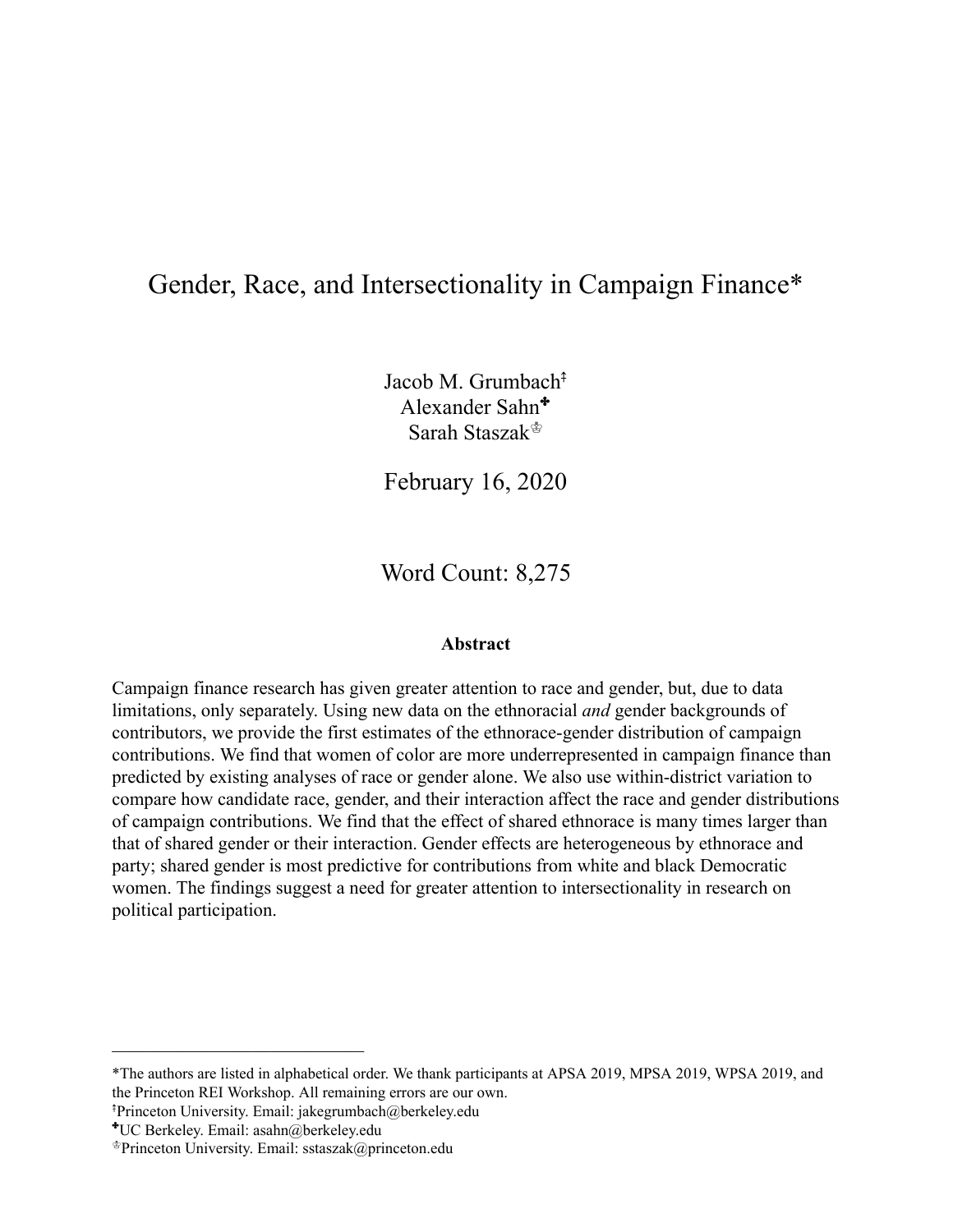# Gender, Race, and Intersectionality in Campaign Finance*

Jacob M. Grumbach[‡]
Alexander Sahn[✤]
Sarah Staszak[♔]

February 16, 2020

Word Count: 8,275

**Abstract**

Campaign finance research has given greater attention to race and gender, but, due to data limitations, only separately. Using new data on the ethnoracial *and* gender backgrounds of contributors, we provide the first estimates of the ethnorace-gender distribution of campaign contributions. We find that women of color are more underrepresented in campaign finance than predicted by existing analyses of race or gender alone. We also use within-district variation to compare how candidate race, gender, and their interaction affect the race and gender distributions of campaign contributions. We find that the effect of shared ethnorace is many times larger than that of shared gender or their interaction. Gender effects are heterogeneous by ethnorace and party; shared gender is most predictive for contributions from white and black Democratic women. The findings suggest a need for greater attention to intersectionality in research on political participation.

---

*The authors are listed in alphabetical order. We thank participants at APSA 2019, MPSA 2019, WPSA 2019, and the Princeton REI Workshop. All remaining errors are our own.

[‡]Princeton University. Email: jakegrumbach@berkeley.edu

[✤]UC Berkeley. Email: asahn@berkeley.edu

[♔]Princeton University. Email: sstaszak@princeton.edu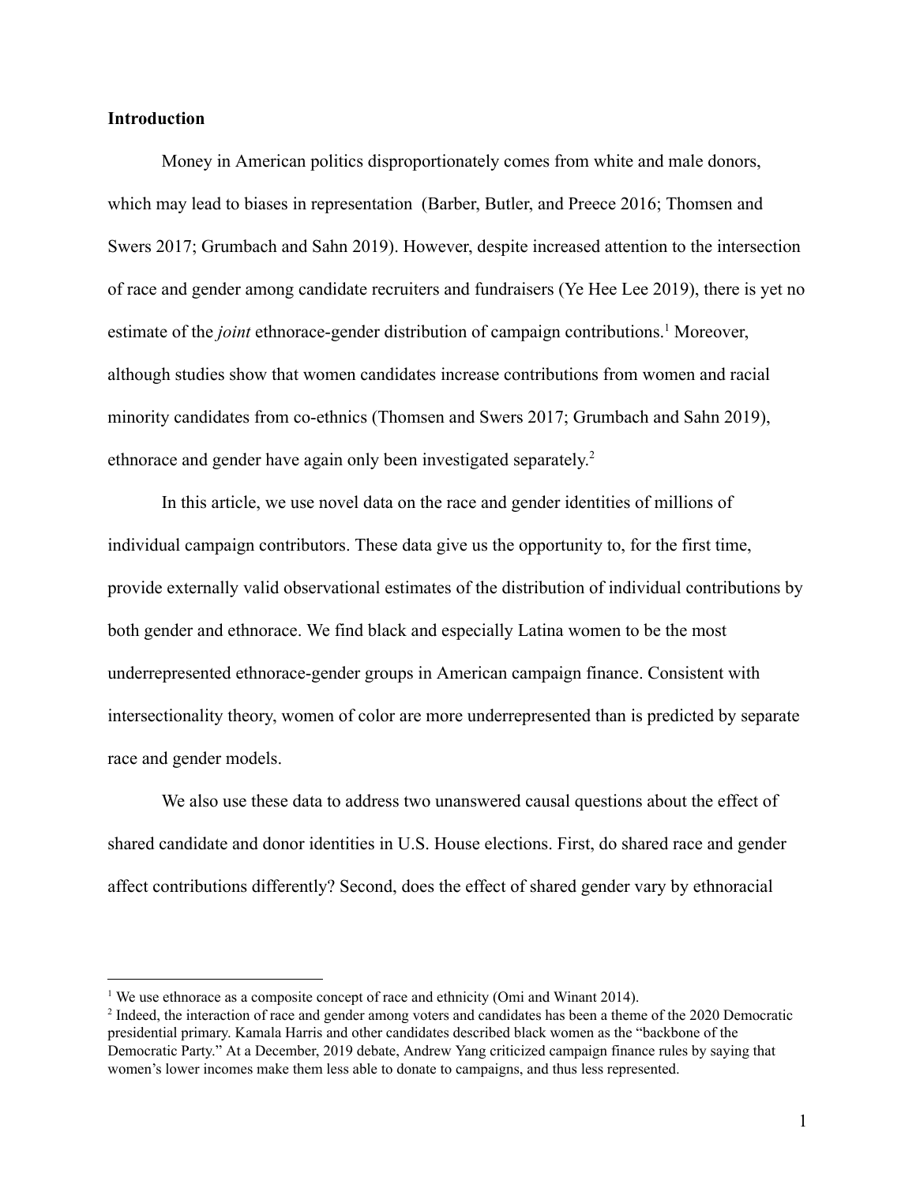**Introduction**

Money in American politics disproportionately comes from white and male donors, which may lead to biases in representation (Barber, Butler, and Preece 2016; Thomsen and Swers 2017; Grumbach and Sahn 2019). However, despite increased attention to the intersection of race and gender among candidate recruiters and fundraisers (Ye Hee Lee 2019), there is yet no estimate of the *joint* ethnorace-gender distribution of campaign contributions.[1] Moreover, although studies show that women candidates increase contributions from women and racial minority candidates from co-ethnics (Thomsen and Swers 2017; Grumbach and Sahn 2019), ethnorace and gender have again only been investigated separately.[2]

In this article, we use novel data on the race and gender identities of millions of individual campaign contributors. These data give us the opportunity to, for the first time, provide externally valid observational estimates of the distribution of individual contributions by both gender and ethnorace. We find black and especially Latina women to be the most underrepresented ethnorace-gender groups in American campaign finance. Consistent with intersectionality theory, women of color are more underrepresented than is predicted by separate race and gender models.

We also use these data to address two unanswered causal questions about the effect of shared candidate and donor identities in U.S. House elections. First, do shared race and gender affect contributions differently? Second, does the effect of shared gender vary by ethnoracial

---

[1] We use ethnorace as a composite concept of race and ethnicity (Omi and Winant 2014).

[2] Indeed, the interaction of race and gender among voters and candidates has been a theme of the 2020 Democratic presidential primary. Kamala Harris and other candidates described black women as the "backbone of the Democratic Party." At a December, 2019 debate, Andrew Yang criticized campaign finance rules by saying that women's lower incomes make them less able to donate to campaigns, and thus less represented.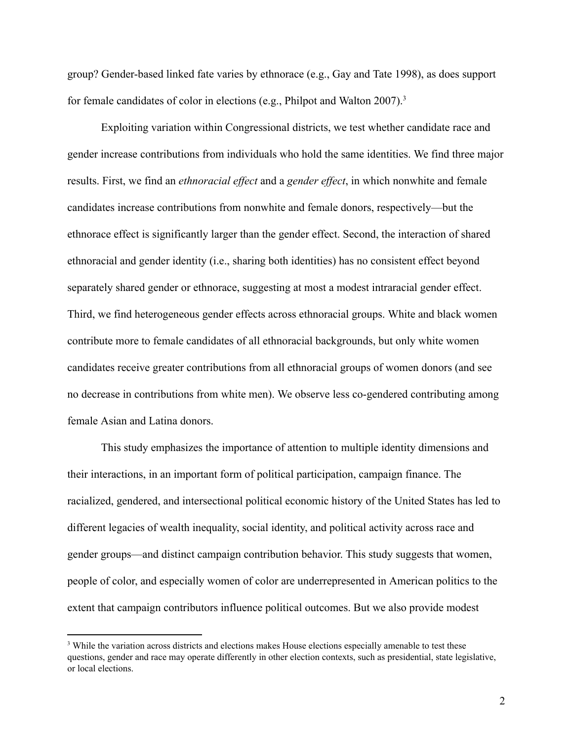group? Gender-based linked fate varies by ethnorace (e.g., Gay and Tate 1998), as does support for female candidates of color in elections (e.g., Philpot and Walton 2007).[3]

Exploiting variation within Congressional districts, we test whether candidate race and gender increase contributions from individuals who hold the same identities. We find three major results. First, we find an *ethnoracial effect* and a *gender effect*, in which nonwhite and female candidates increase contributions from nonwhite and female donors, respectively—but the ethnorace effect is significantly larger than the gender effect. Second, the interaction of shared ethnoracial and gender identity (i.e., sharing both identities) has no consistent effect beyond separately shared gender or ethnorace, suggesting at most a modest intraracial gender effect. Third, we find heterogeneous gender effects across ethnoracial groups. White and black women contribute more to female candidates of all ethnoracial backgrounds, but only white women candidates receive greater contributions from all ethnoracial groups of women donors (and see no decrease in contributions from white men). We observe less co-gendered contributing among female Asian and Latina donors.

This study emphasizes the importance of attention to multiple identity dimensions and their interactions, in an important form of political participation, campaign finance. The racialized, gendered, and intersectional political economic history of the United States has led to different legacies of wealth inequality, social identity, and political activity across race and gender groups—and distinct campaign contribution behavior. This study suggests that women, people of color, and especially women of color are underrepresented in American politics to the extent that campaign contributors influence political outcomes. But we also provide modest

[3] While the variation across districts and elections makes House elections especially amenable to test these questions, gender and race may operate differently in other election contexts, such as presidential, state legislative, or local elections.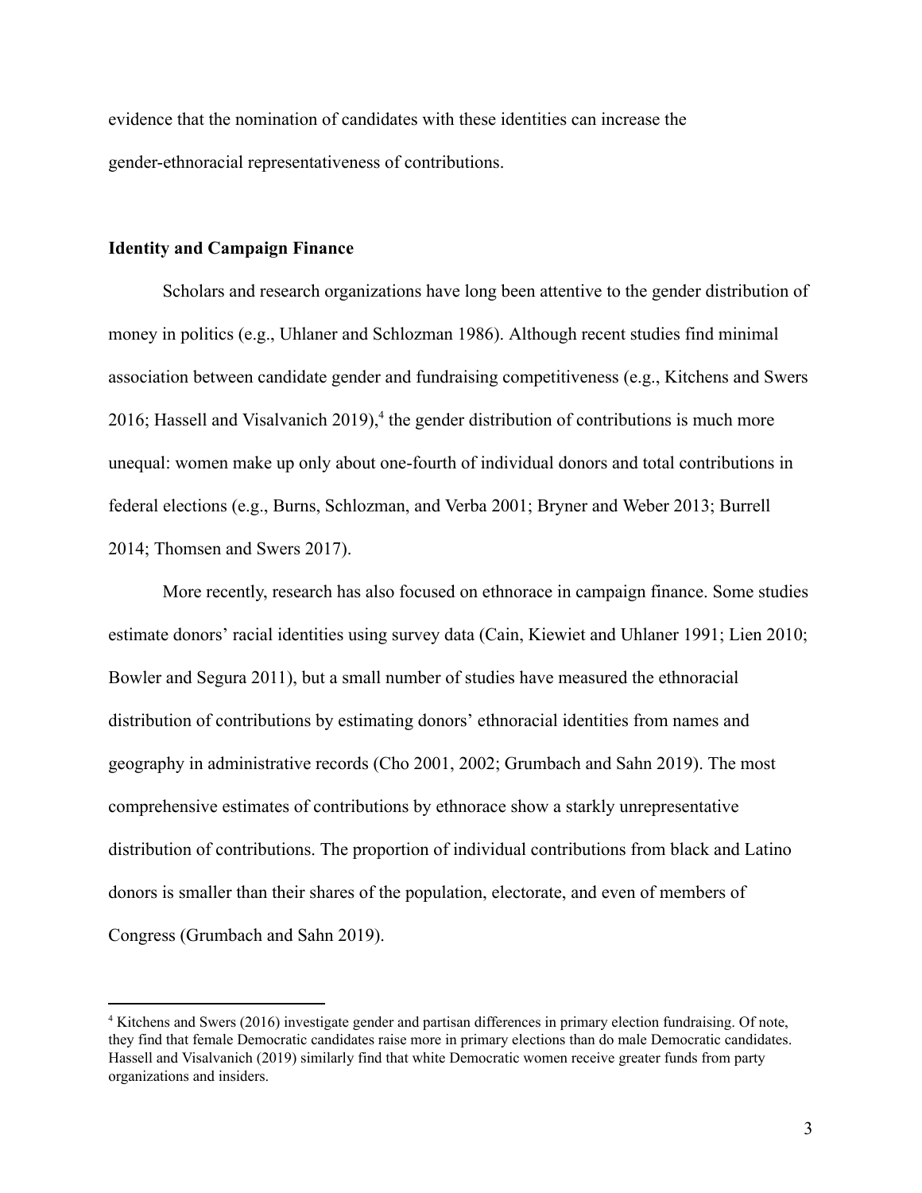evidence that the nomination of candidates with these identities can increase the gender-ethnoracial representativeness of contributions.

## Identity and Campaign Finance

Scholars and research organizations have long been attentive to the gender distribution of money in politics (e.g., Uhlaner and Schlozman 1986). Although recent studies find minimal association between candidate gender and fundraising competitiveness (e.g., Kitchens and Swers 2016; Hassell and Visalvanich 2019),[4] the gender distribution of contributions is much more unequal: women make up only about one-fourth of individual donors and total contributions in federal elections (e.g., Burns, Schlozman, and Verba 2001; Bryner and Weber 2013; Burrell 2014; Thomsen and Swers 2017).

More recently, research has also focused on ethnorace in campaign finance. Some studies estimate donors' racial identities using survey data (Cain, Kiewiet and Uhlaner 1991; Lien 2010; Bowler and Segura 2011), but a small number of studies have measured the ethnoracial distribution of contributions by estimating donors' ethnoracial identities from names and geography in administrative records (Cho 2001, 2002; Grumbach and Sahn 2019). The most comprehensive estimates of contributions by ethnorace show a starkly unrepresentative distribution of contributions. The proportion of individual contributions from black and Latino donors is smaller than their shares of the population, electorate, and even of members of Congress (Grumbach and Sahn 2019).

[4] Kitchens and Swers (2016) investigate gender and partisan differences in primary election fundraising. Of note, they find that female Democratic candidates raise more in primary elections than do male Democratic candidates. Hassell and Visalvanich (2019) similarly find that white Democratic women receive greater funds from party organizations and insiders.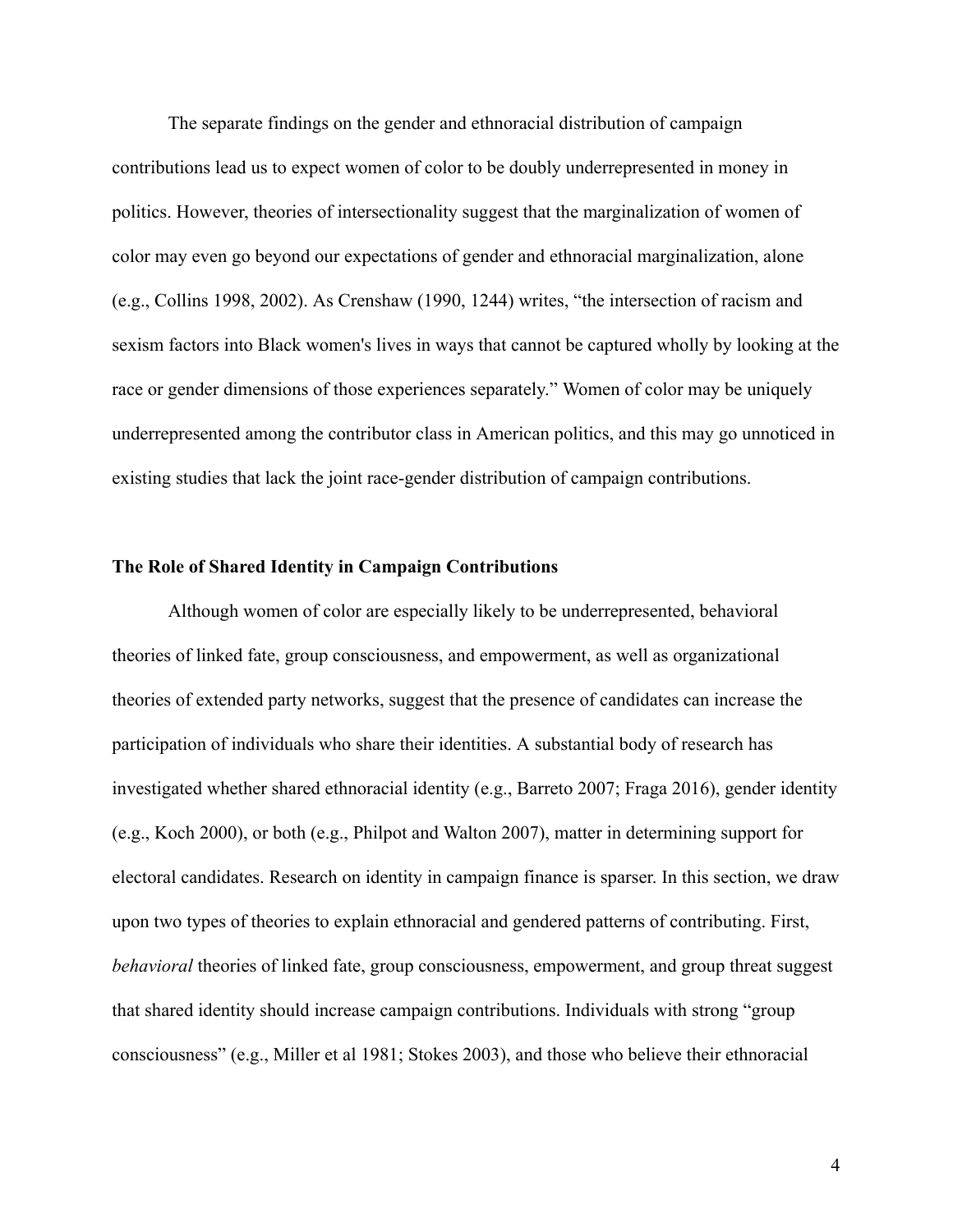The separate findings on the gender and ethnoracial distribution of campaign contributions lead us to expect women of color to be doubly underrepresented in money in politics. However, theories of intersectionality suggest that the marginalization of women of color may even go beyond our expectations of gender and ethnoracial marginalization, alone (e.g., Collins 1998, 2002). As Crenshaw (1990, 1244) writes, "the intersection of racism and sexism factors into Black women's lives in ways that cannot be captured wholly by looking at the race or gender dimensions of those experiences separately." Women of color may be uniquely underrepresented among the contributor class in American politics, and this may go unnoticed in existing studies that lack the joint race-gender distribution of campaign contributions.

### The Role of Shared Identity in Campaign Contributions

Although women of color are especially likely to be underrepresented, behavioral theories of linked fate, group consciousness, and empowerment, as well as organizational theories of extended party networks, suggest that the presence of candidates can increase the participation of individuals who share their identities. A substantial body of research has investigated whether shared ethnoracial identity (e.g., Barreto 2007; Fraga 2016), gender identity (e.g., Koch 2000), or both (e.g., Philpot and Walton 2007), matter in determining support for electoral candidates. Research on identity in campaign finance is sparser. In this section, we draw upon two types of theories to explain ethnoracial and gendered patterns of contributing. First, *behavioral* theories of linked fate, group consciousness, empowerment, and group threat suggest that shared identity should increase campaign contributions. Individuals with strong "group consciousness" (e.g., Miller et al 1981; Stokes 2003), and those who believe their ethnoracial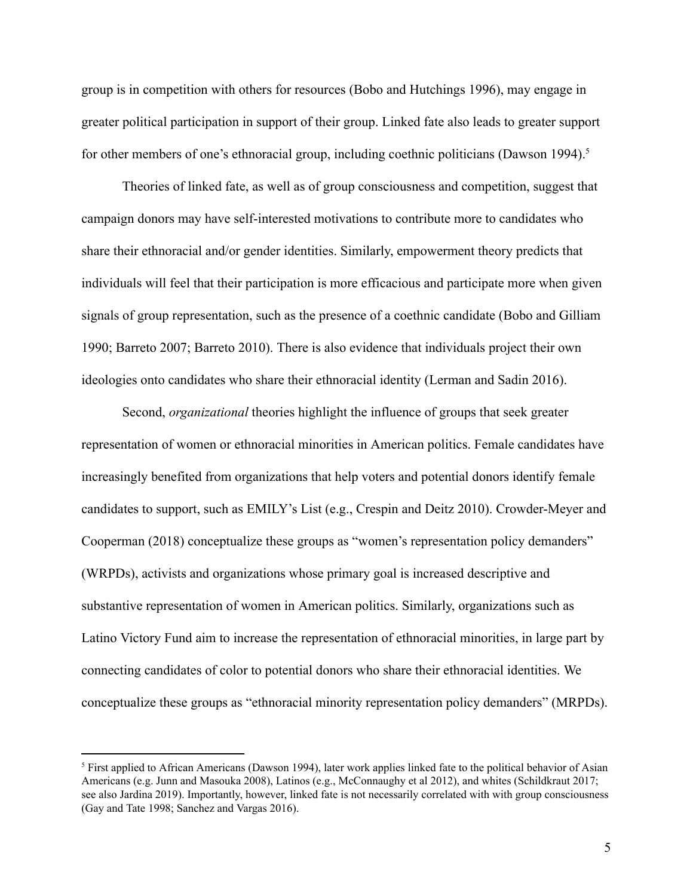group is in competition with others for resources (Bobo and Hutchings 1996), may engage in greater political participation in support of their group. Linked fate also leads to greater support for other members of one's ethnoracial group, including coethnic politicians (Dawson 1994).[5]

Theories of linked fate, as well as of group consciousness and competition, suggest that campaign donors may have self-interested motivations to contribute more to candidates who share their ethnoracial and/or gender identities. Similarly, empowerment theory predicts that individuals will feel that their participation is more efficacious and participate more when given signals of group representation, such as the presence of a coethnic candidate (Bobo and Gilliam 1990; Barreto 2007; Barreto 2010). There is also evidence that individuals project their own ideologies onto candidates who share their ethnoracial identity (Lerman and Sadin 2016).

Second, *organizational* theories highlight the influence of groups that seek greater representation of women or ethnoracial minorities in American politics. Female candidates have increasingly benefited from organizations that help voters and potential donors identify female candidates to support, such as EMILY's List (e.g., Crespin and Deitz 2010). Crowder-Meyer and Cooperman (2018) conceptualize these groups as "women's representation policy demanders" (WRPDs), activists and organizations whose primary goal is increased descriptive and substantive representation of women in American politics. Similarly, organizations such as Latino Victory Fund aim to increase the representation of ethnoracial minorities, in large part by connecting candidates of color to potential donors who share their ethnoracial identities. We conceptualize these groups as "ethnoracial minority representation policy demanders" (MRPDs).

[5] First applied to African Americans (Dawson 1994), later work applies linked fate to the political behavior of Asian Americans (e.g. Junn and Masouka 2008), Latinos (e.g., McConnaughy et al 2012), and whites (Schildkraut 2017; see also Jardina 2019). Importantly, however, linked fate is not necessarily correlated with with group consciousness (Gay and Tate 1998; Sanchez and Vargas 2016).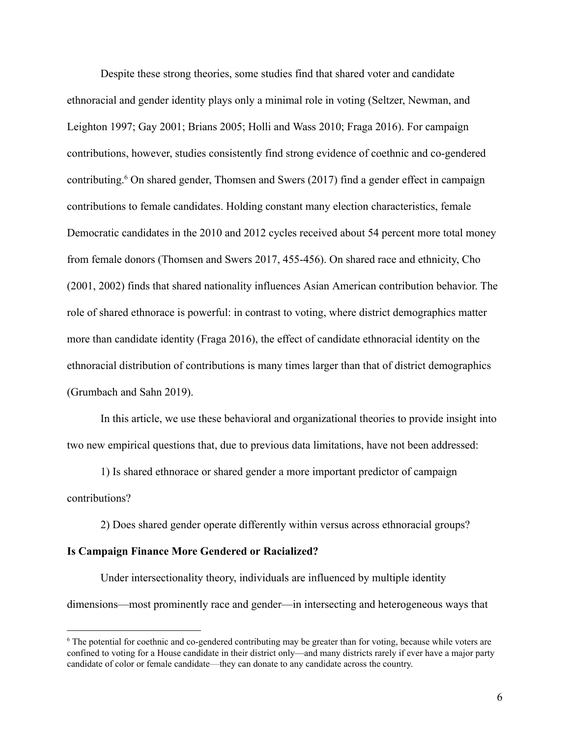Despite these strong theories, some studies find that shared voter and candidate ethnoracial and gender identity plays only a minimal role in voting (Seltzer, Newman, and Leighton 1997; Gay 2001; Brians 2005; Holli and Wass 2010; Fraga 2016). For campaign contributions, however, studies consistently find strong evidence of coethnic and co-gendered contributing.[6] On shared gender, Thomsen and Swers (2017) find a gender effect in campaign contributions to female candidates. Holding constant many election characteristics, female Democratic candidates in the 2010 and 2012 cycles received about 54 percent more total money from female donors (Thomsen and Swers 2017, 455-456). On shared race and ethnicity, Cho (2001, 2002) finds that shared nationality influences Asian American contribution behavior. The role of shared ethnorace is powerful: in contrast to voting, where district demographics matter more than candidate identity (Fraga 2016), the effect of candidate ethnoracial identity on the ethnoracial distribution of contributions is many times larger than that of district demographics (Grumbach and Sahn 2019).

In this article, we use these behavioral and organizational theories to provide insight into two new empirical questions that, due to previous data limitations, have not been addressed:

1) Is shared ethnorace or shared gender a more important predictor of campaign contributions?

2) Does shared gender operate differently within versus across ethnoracial groups?

**Is Campaign Finance More Gendered or Racialized?**

Under intersectionality theory, individuals are influenced by multiple identity dimensions—most prominently race and gender—in intersecting and heterogeneous ways that

[6] The potential for coethnic and co-gendered contributing may be greater than for voting, because while voters are confined to voting for a House candidate in their district only—and many districts rarely if ever have a major party candidate of color or female candidate—they can donate to any candidate across the country.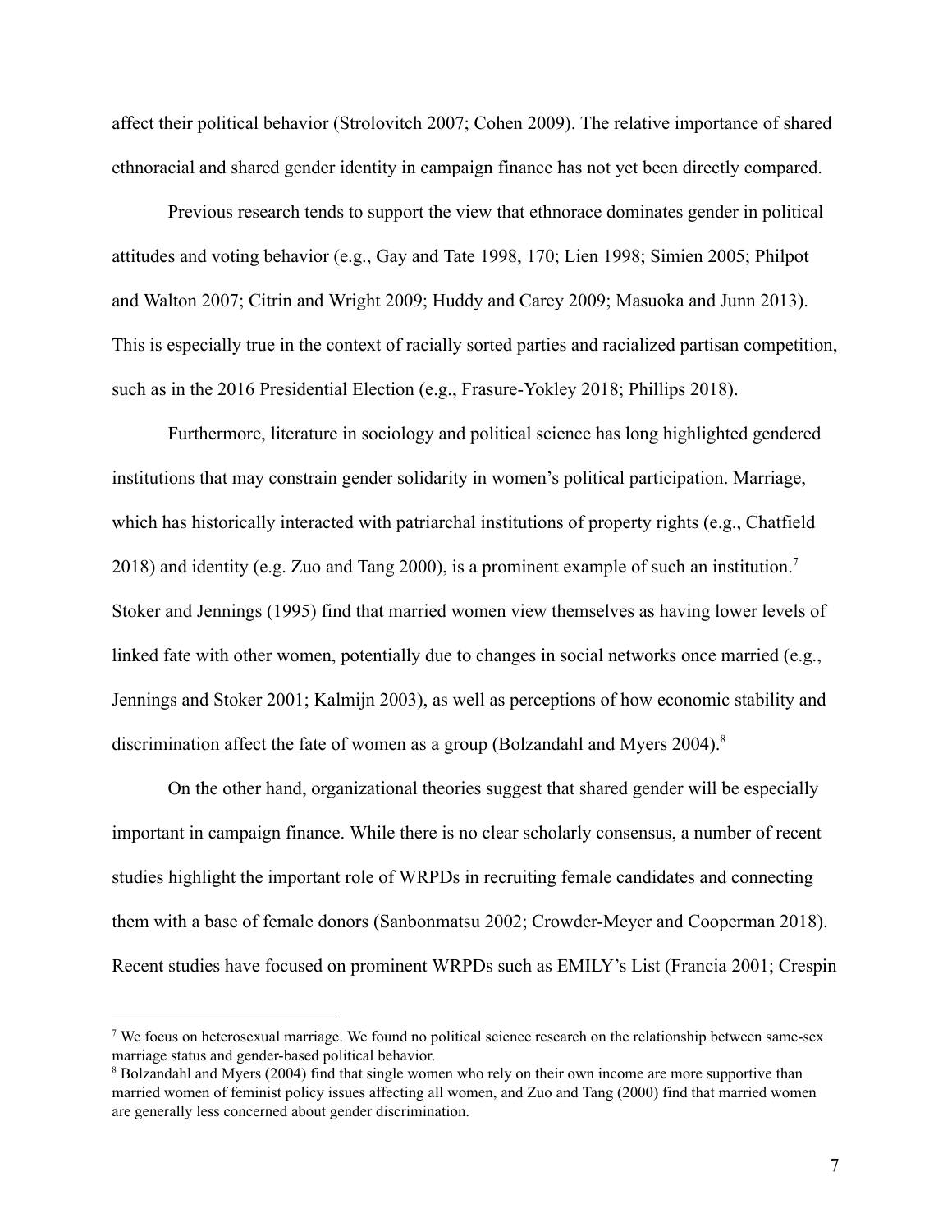affect their political behavior (Strolovitch 2007; Cohen 2009). The relative importance of shared ethnoracial and shared gender identity in campaign finance has not yet been directly compared.

Previous research tends to support the view that ethnorace dominates gender in political attitudes and voting behavior (e.g., Gay and Tate 1998, 170; Lien 1998; Simien 2005; Philpot and Walton 2007; Citrin and Wright 2009; Huddy and Carey 2009; Masuoka and Junn 2013). This is especially true in the context of racially sorted parties and racialized partisan competition, such as in the 2016 Presidential Election (e.g., Frasure-Yokley 2018; Phillips 2018).

Furthermore, literature in sociology and political science has long highlighted gendered institutions that may constrain gender solidarity in women's political participation. Marriage, which has historically interacted with patriarchal institutions of property rights (e.g., Chatfield 2018) and identity (e.g. Zuo and Tang 2000), is a prominent example of such an institution.[7] Stoker and Jennings (1995) find that married women view themselves as having lower levels of linked fate with other women, potentially due to changes in social networks once married (e.g., Jennings and Stoker 2001; Kalmijn 2003), as well as perceptions of how economic stability and discrimination affect the fate of women as a group (Bolzandahl and Myers 2004).[8]

On the other hand, organizational theories suggest that shared gender will be especially important in campaign finance. While there is no clear scholarly consensus, a number of recent studies highlight the important role of WRPDs in recruiting female candidates and connecting them with a base of female donors (Sanbonmatsu 2002; Crowder-Meyer and Cooperman 2018). Recent studies have focused on prominent WRPDs such as EMILY's List (Francia 2001; Crespin

---

[7] We focus on heterosexual marriage. We found no political science research on the relationship between same-sex marriage status and gender-based political behavior.

[8] Bolzandahl and Myers (2004) find that single women who rely on their own income are more supportive than married women of feminist policy issues affecting all women, and Zuo and Tang (2000) find that married women are generally less concerned about gender discrimination.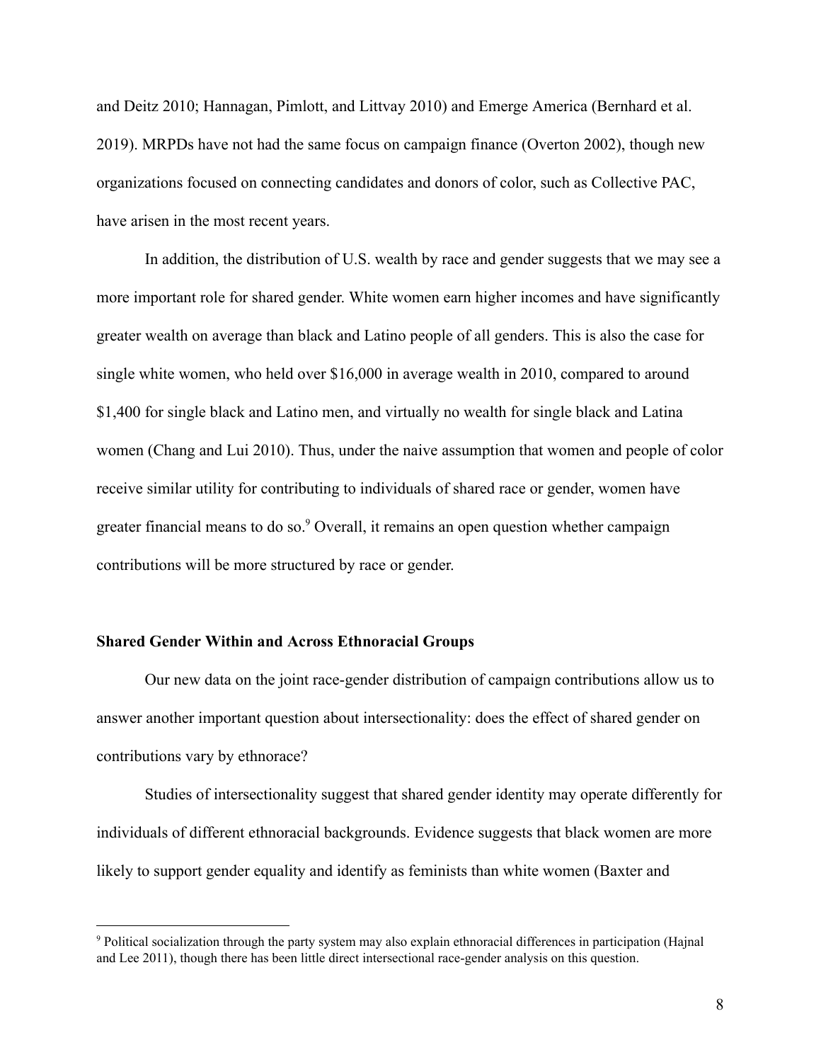and Deitz 2010; Hannagan, Pimlott, and Littvay 2010) and Emerge America (Bernhard et al. 2019). MRPDs have not had the same focus on campaign finance (Overton 2002), though new organizations focused on connecting candidates and donors of color, such as Collective PAC, have arisen in the most recent years.

In addition, the distribution of U.S. wealth by race and gender suggests that we may see a more important role for shared gender. White women earn higher incomes and have significantly greater wealth on average than black and Latino people of all genders. This is also the case for single white women, who held over $16,000 in average wealth in 2010, compared to around $1,400 for single black and Latino men, and virtually no wealth for single black and Latina women (Chang and Lui 2010). Thus, under the naive assumption that women and people of color receive similar utility for contributing to individuals of shared race or gender, women have greater financial means to do so.[9] Overall, it remains an open question whether campaign contributions will be more structured by race or gender.

### Shared Gender Within and Across Ethnoracial Groups

Our new data on the joint race-gender distribution of campaign contributions allow us to answer another important question about intersectionality: does the effect of shared gender on contributions vary by ethnorace?

Studies of intersectionality suggest that shared gender identity may operate differently for individuals of different ethnoracial backgrounds. Evidence suggests that black women are more likely to support gender equality and identify as feminists than white women (Baxter and

[9] Political socialization through the party system may also explain ethnoracial differences in participation (Hajnal and Lee 2011), though there has been little direct intersectional race-gender analysis on this question.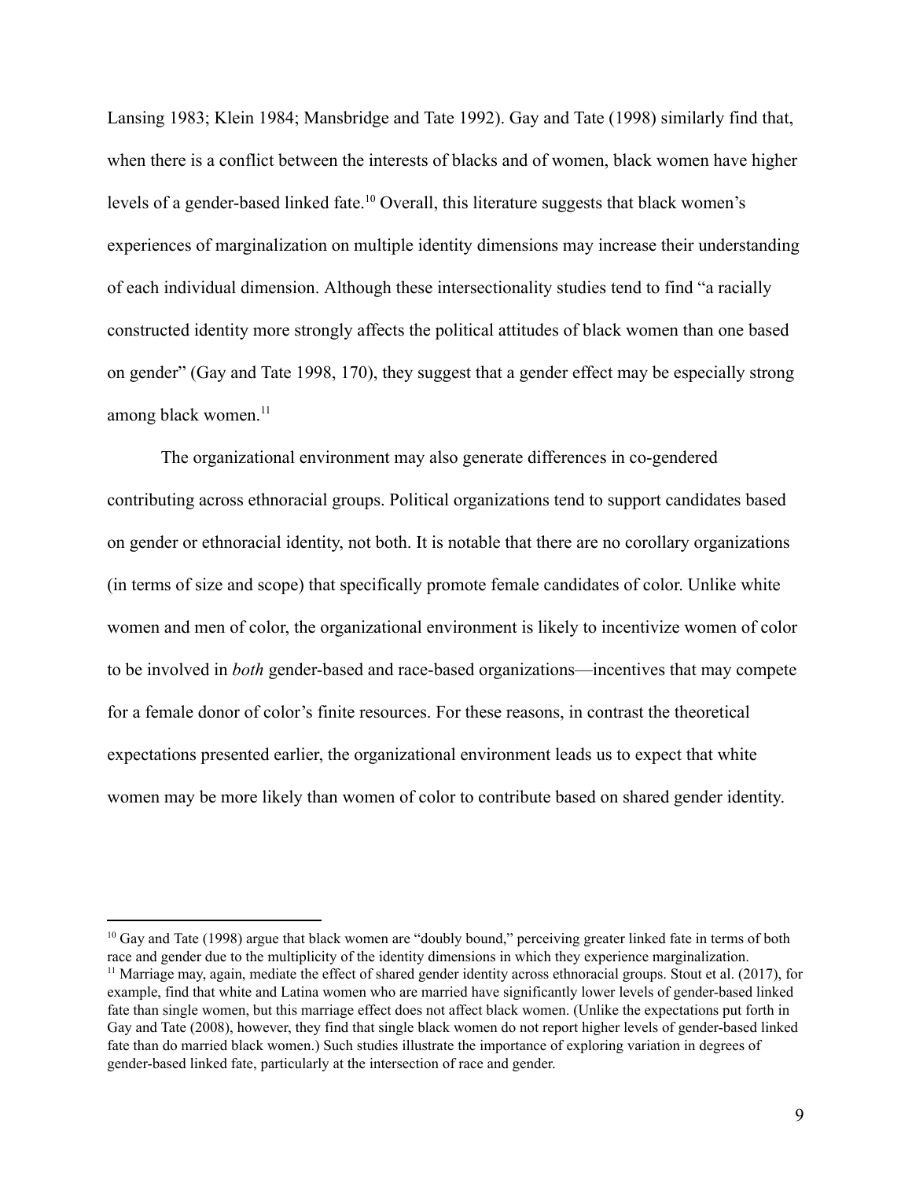Lansing 1983; Klein 1984; Mansbridge and Tate 1992). Gay and Tate (1998) similarly find that, when there is a conflict between the interests of blacks and of women, black women have higher levels of a gender-based linked fate.[10] Overall, this literature suggests that black women's experiences of marginalization on multiple identity dimensions may increase their understanding of each individual dimension. Although these intersectionality studies tend to find "a racially constructed identity more strongly affects the political attitudes of black women than one based on gender" (Gay and Tate 1998, 170), they suggest that a gender effect may be especially strong among black women.[11]

The organizational environment may also generate differences in co-gendered contributing across ethnoracial groups. Political organizations tend to support candidates based on gender or ethnoracial identity, not both. It is notable that there are no corollary organizations (in terms of size and scope) that specifically promote female candidates of color. Unlike white women and men of color, the organizational environment is likely to incentivize women of color to be involved in *both* gender-based and race-based organizations—incentives that may compete for a female donor of color's finite resources. For these reasons, in contrast the theoretical expectations presented earlier, the organizational environment leads us to expect that white women may be more likely than women of color to contribute based on shared gender identity.

[10] Gay and Tate (1998) argue that black women are "doubly bound," perceiving greater linked fate in terms of both race and gender due to the multiplicity of the identity dimensions in which they experience marginalization.

[11] Marriage may, again, mediate the effect of shared gender identity across ethnoracial groups. Stout et al. (2017), for example, find that white and Latina women who are married have significantly lower levels of gender-based linked fate than single women, but this marriage effect does not affect black women. (Unlike the expectations put forth in Gay and Tate (2008), however, they find that single black women do not report higher levels of gender-based linked fate than do married black women.) Such studies illustrate the importance of exploring variation in degrees of gender-based linked fate, particularly at the intersection of race and gender.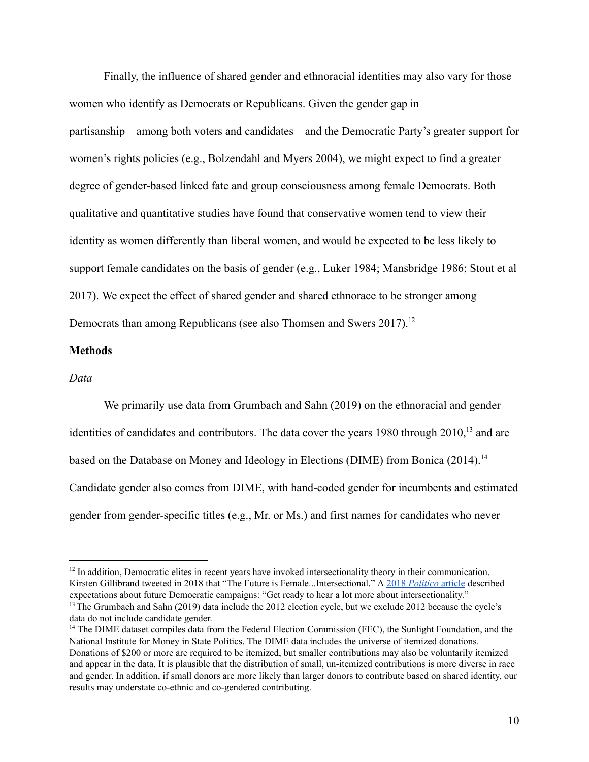Finally, the influence of shared gender and ethnoracial identities may also vary for those women who identify as Democrats or Republicans. Given the gender gap in partisanship—among both voters and candidates—and the Democratic Party's greater support for women's rights policies (e.g., Bolzendahl and Myers 2004), we might expect to find a greater degree of gender-based linked fate and group consciousness among female Democrats. Both qualitative and quantitative studies have found that conservative women tend to view their identity as women differently than liberal women, and would be expected to be less likely to support female candidates on the basis of gender (e.g., Luker 1984; Mansbridge 1986; Stout et al 2017). We expect the effect of shared gender and shared ethnorace to be stronger among Democrats than among Republicans (see also Thomsen and Swers 2017).[12]

## Methods

### *Data*

We primarily use data from Grumbach and Sahn (2019) on the ethnoracial and gender identities of candidates and contributors. The data cover the years 1980 through 2010,[13] and are based on the Database on Money and Ideology in Elections (DIME) from Bonica (2014).[14] Candidate gender also comes from DIME, with hand-coded gender for incumbents and estimated gender from gender-specific titles (e.g., Mr. or Ms.) and first names for candidates who never

---

[12] In addition, Democratic elites in recent years have invoked intersectionality theory in their communication. Kirsten Gillibrand tweeted in 2018 that "The Future is Female...Intersectional." A 2018 *Politico* article described expectations about future Democratic campaigns: "Get ready to hear a lot more about intersectionality."

[13] The Grumbach and Sahn (2019) data include the 2012 election cycle, but we exclude 2012 because the cycle's data do not include candidate gender.

[14] The DIME dataset compiles data from the Federal Election Commission (FEC), the Sunlight Foundation, and the National Institute for Money in State Politics. The DIME data includes the universe of itemized donations. Donations of $200 or more are required to be itemized, but smaller contributions may also be voluntarily itemized and appear in the data. It is plausible that the distribution of small, un-itemized contributions is more diverse in race and gender. In addition, if small donors are more likely than larger donors to contribute based on shared identity, our results may understate co-ethnic and co-gendered contributing.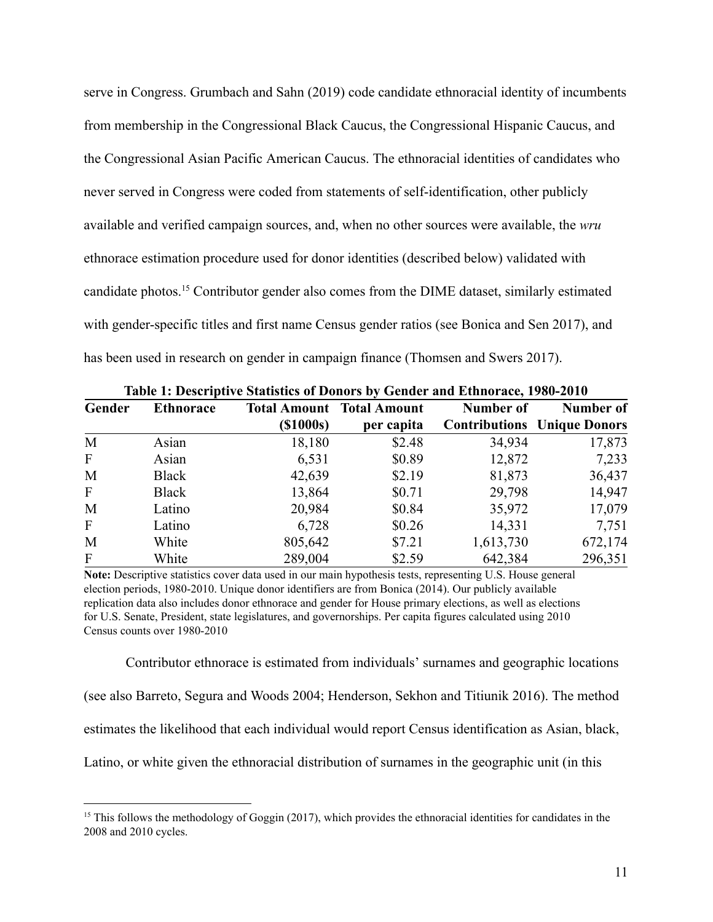serve in Congress. Grumbach and Sahn (2019) code candidate ethnoracial identity of incumbents from membership in the Congressional Black Caucus, the Congressional Hispanic Caucus, and the Congressional Asian Pacific American Caucus. The ethnoracial identities of candidates who never served in Congress were coded from statements of self-identification, other publicly available and verified campaign sources, and, when no other sources were available, the *wru* ethnorace estimation procedure used for donor identities (described below) validated with candidate photos.[15] Contributor gender also comes from the DIME dataset, similarly estimated with gender-specific titles and first name Census gender ratios (see Bonica and Sen 2017), and has been used in research on gender in campaign finance (Thomsen and Swers 2017).

**Table 1: Descriptive Statistics of Donors by Gender and Ethnorace, 1980-2010**

| Gender | Ethnorace | Total Amount ($1000s) | Total Amount per capita | Number of Contributions | Number of Unique Donors |
|---|---|---|---|---|---|
| M | Asian | 18,180 | $2.48 | 34,934 | 17,873 |
| F | Asian | 6,531 | $0.89 | 12,872 | 7,233 |
| M | Black | 42,639 | $2.19 | 81,873 | 36,437 |
| F | Black | 13,864 | $0.71 | 29,798 | 14,947 |
| M | Latino | 20,984 | $0.84 | 35,972 | 17,079 |
| F | Latino | 6,728 | $0.26 | 14,331 | 7,751 |
| M | White | 805,642 | $7.21 | 1,613,730 | 672,174 |
| F | White | 289,004 | $2.59 | 642,384 | 296,351 |

**Note:** Descriptive statistics cover data used in our main hypothesis tests, representing U.S. House general election periods, 1980-2010. Unique donor identifiers are from Bonica (2014). Our publicly available replication data also includes donor ethnorace and gender for House primary elections, as well as elections for U.S. Senate, President, state legislatures, and governorships. Per capita figures calculated using 2010 Census counts over 1980-2010

Contributor ethnorace is estimated from individuals' surnames and geographic locations (see also Barreto, Segura and Woods 2004; Henderson, Sekhon and Titiunik 2016). The method estimates the likelihood that each individual would report Census identification as Asian, black, Latino, or white given the ethnoracial distribution of surnames in the geographic unit (in this

[15] This follows the methodology of Goggin (2017), which provides the ethnoracial identities for candidates in the 2008 and 2010 cycles.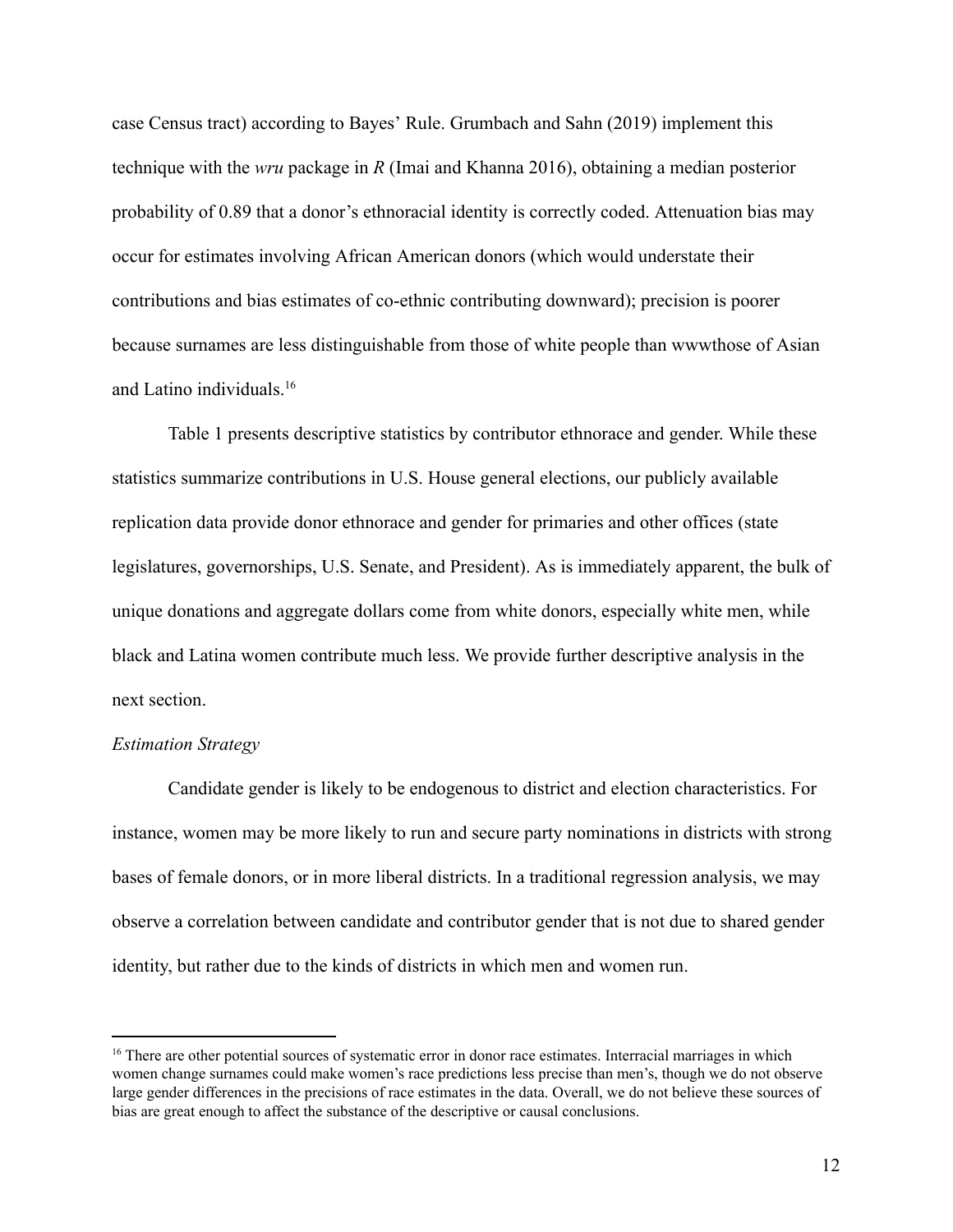case Census tract) according to Bayes' Rule. Grumbach and Sahn (2019) implement this technique with the *wru* package in *R* (Imai and Khanna 2016), obtaining a median posterior probability of 0.89 that a donor's ethnoracial identity is correctly coded. Attenuation bias may occur for estimates involving African American donors (which would understate their contributions and bias estimates of co-ethnic contributing downward); precision is poorer because surnames are less distinguishable from those of white people than wwwthose of Asian and Latino individuals.[16]

Table 1 presents descriptive statistics by contributor ethnorace and gender. While these statistics summarize contributions in U.S. House general elections, our publicly available replication data provide donor ethnorace and gender for primaries and other offices (state legislatures, governorships, U.S. Senate, and President). As is immediately apparent, the bulk of unique donations and aggregate dollars come from white donors, especially white men, while black and Latina women contribute much less. We provide further descriptive analysis in the next section.

*Estimation Strategy*

Candidate gender is likely to be endogenous to district and election characteristics. For instance, women may be more likely to run and secure party nominations in districts with strong bases of female donors, or in more liberal districts. In a traditional regression analysis, we may observe a correlation between candidate and contributor gender that is not due to shared gender identity, but rather due to the kinds of districts in which men and women run.

---

[16] There are other potential sources of systematic error in donor race estimates. Interracial marriages in which women change surnames could make women's race predictions less precise than men's, though we do not observe large gender differences in the precisions of race estimates in the data. Overall, we do not believe these sources of bias are great enough to affect the substance of the descriptive or causal conclusions.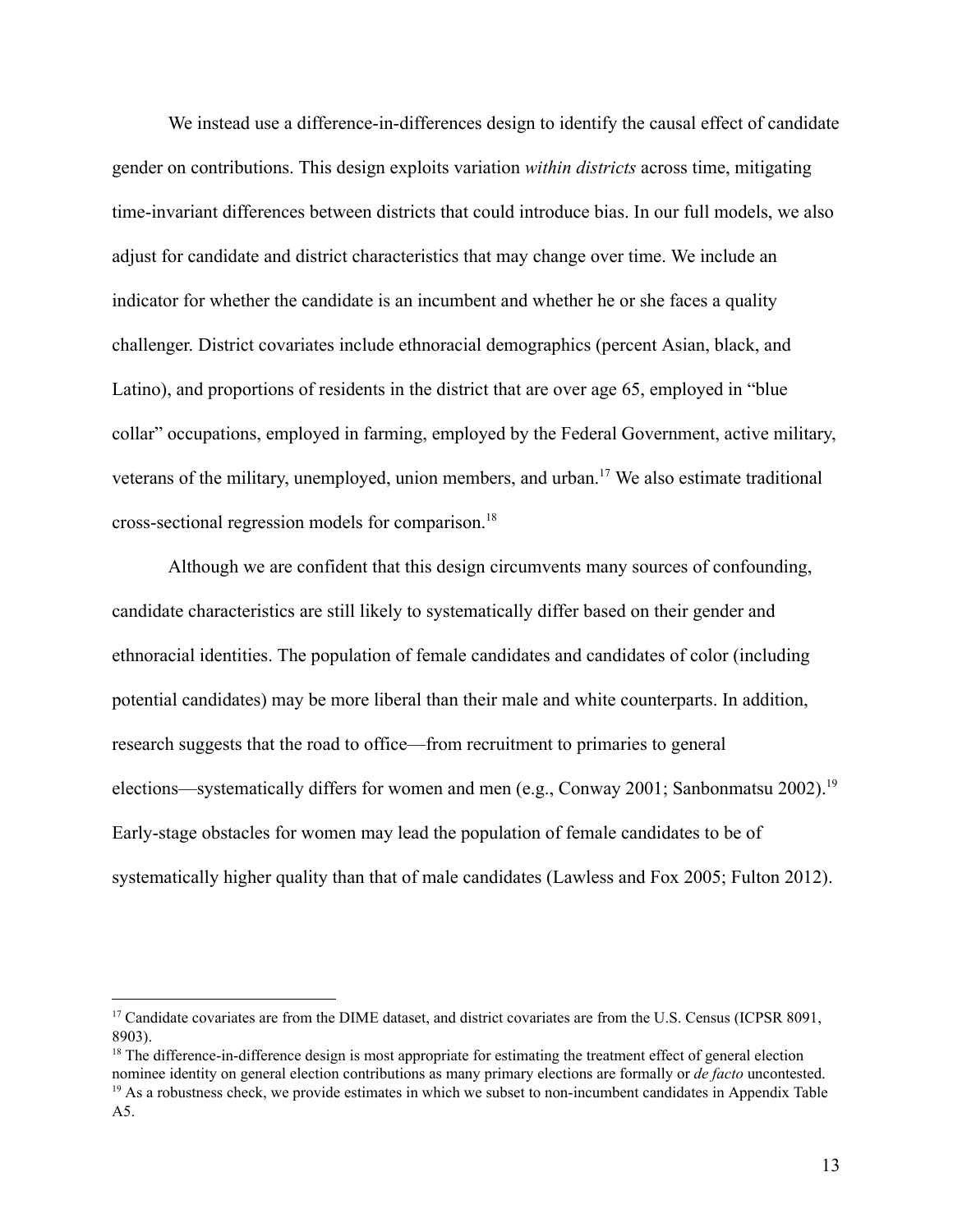We instead use a difference-in-differences design to identify the causal effect of candidate gender on contributions. This design exploits variation *within districts* across time, mitigating time-invariant differences between districts that could introduce bias. In our full models, we also adjust for candidate and district characteristics that may change over time. We include an indicator for whether the candidate is an incumbent and whether he or she faces a quality challenger. District covariates include ethnoracial demographics (percent Asian, black, and Latino), and proportions of residents in the district that are over age 65, employed in "blue collar" occupations, employed in farming, employed by the Federal Government, active military, veterans of the military, unemployed, union members, and urban.[17] We also estimate traditional cross-sectional regression models for comparison.[18]

Although we are confident that this design circumvents many sources of confounding, candidate characteristics are still likely to systematically differ based on their gender and ethnoracial identities. The population of female candidates and candidates of color (including potential candidates) may be more liberal than their male and white counterparts. In addition, research suggests that the road to office—from recruitment to primaries to general elections—systematically differs for women and men (e.g., Conway 2001; Sanbonmatsu 2002).[19] Early-stage obstacles for women may lead the population of female candidates to be of systematically higher quality than that of male candidates (Lawless and Fox 2005; Fulton 2012).

---

[17] Candidate covariates are from the DIME dataset, and district covariates are from the U.S. Census (ICPSR 8091, 8903).

[18] The difference-in-difference design is most appropriate for estimating the treatment effect of general election nominee identity on general election contributions as many primary elections are formally or *de facto* uncontested.

[19] As a robustness check, we provide estimates in which we subset to non-incumbent candidates in Appendix Table A5.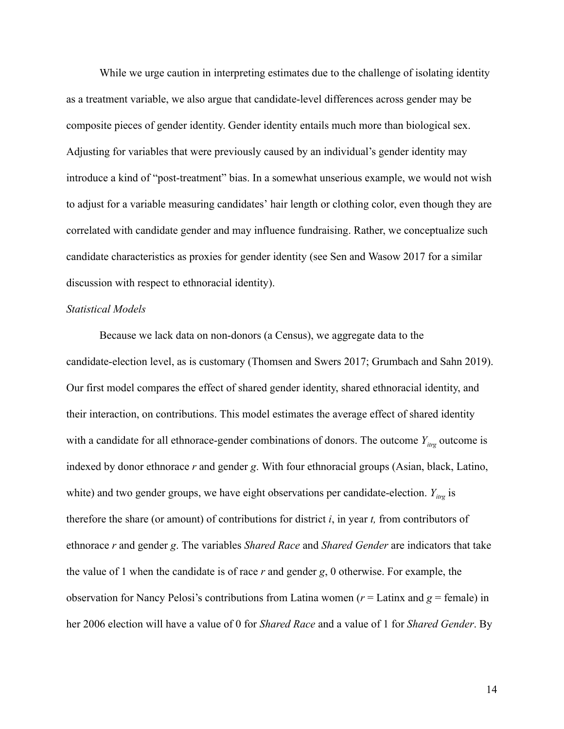While we urge caution in interpreting estimates due to the challenge of isolating identity as a treatment variable, we also argue that candidate-level differences across gender may be composite pieces of gender identity. Gender identity entails much more than biological sex. Adjusting for variables that were previously caused by an individual's gender identity may introduce a kind of "post-treatment" bias. In a somewhat unserious example, we would not wish to adjust for a variable measuring candidates' hair length or clothing color, even though they are correlated with candidate gender and may influence fundraising. Rather, we conceptualize such candidate characteristics as proxies for gender identity (see Sen and Wasow 2017 for a similar discussion with respect to ethnoracial identity).

*Statistical Models*

Because we lack data on non-donors (a Census), we aggregate data to the candidate-election level, as is customary (Thomsen and Swers 2017; Grumbach and Sahn 2019). Our first model compares the effect of shared gender identity, shared ethnoracial identity, and their interaction, on contributions. This model estimates the average effect of shared identity with a candidate for all ethnorace-gender combinations of donors. The outcome $Y_{itrg}$ outcome is indexed by donor ethnorace $r$ and gender $g$. With four ethnoracial groups (Asian, black, Latino, white) and two gender groups, we have eight observations per candidate-election. $Y_{itrg}$ is therefore the share (or amount) of contributions for district $i$, in year $t$, from contributors of ethnorace $r$ and gender $g$. The variables *Shared Race* and *Shared Gender* are indicators that take the value of 1 when the candidate is of race $r$ and gender $g$, 0 otherwise. For example, the observation for Nancy Pelosi's contributions from Latina women ($r$ = Latinx and $g$ = female) in her 2006 election will have a value of 0 for *Shared Race* and a value of 1 for *Shared Gender*. By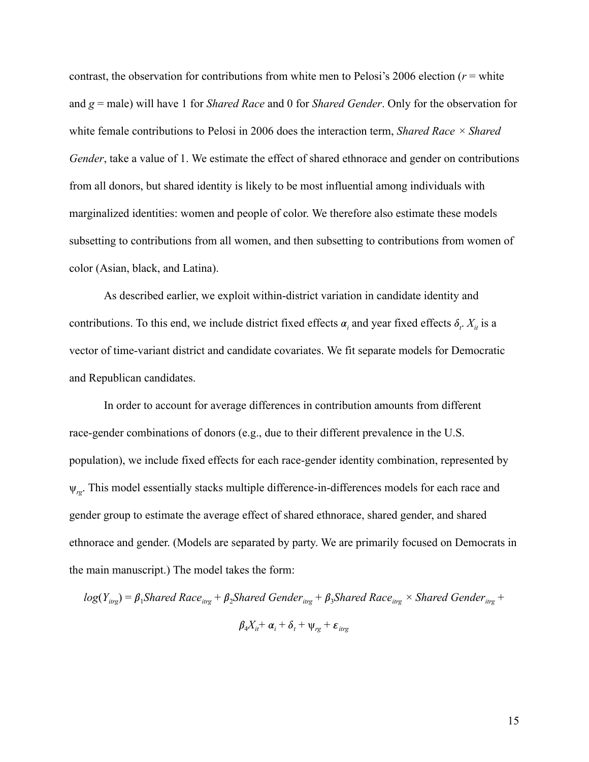contrast, the observation for contributions from white men to Pelosi's 2006 election ($r$ = white and $g$ = male) will have 1 for *Shared Race* and 0 for *Shared Gender*. Only for the observation for white female contributions to Pelosi in 2006 does the interaction term, *Shared Race* × *Shared Gender*, take a value of 1. We estimate the effect of shared ethnorace and gender on contributions from all donors, but shared identity is likely to be most influential among individuals with marginalized identities: women and people of color. We therefore also estimate these models subsetting to contributions from all women, and then subsetting to contributions from women of color (Asian, black, and Latina).

As described earlier, we exploit within-district variation in candidate identity and contributions. To this end, we include district fixed effects $\alpha_i$ and year fixed effects $\delta_t$. $X_{it}$ is a vector of time-variant district and candidate covariates. We fit separate models for Democratic and Republican candidates.

In order to account for average differences in contribution amounts from different race-gender combinations of donors (e.g., due to their different prevalence in the U.S. population), we include fixed effects for each race-gender identity combination, represented by $\psi_{rg}$. This model essentially stacks multiple difference-in-differences models for each race and gender group to estimate the average effect of shared ethnorace, shared gender, and shared ethnorace and gender. (Models are separated by party. We are primarily focused on Democrats in the main manuscript.) The model takes the form:

$$log(Y_{itrg}) = \beta_1 Shared\ Race_{itrg} + \beta_2 Shared\ Gender_{itrg} + \beta_3 Shared\ Race_{itrg} \times Shared\ Gender_{itrg} + \beta_4 X_{it} + \alpha_i + \delta_t + \psi_{rg} + \varepsilon_{itrg}$$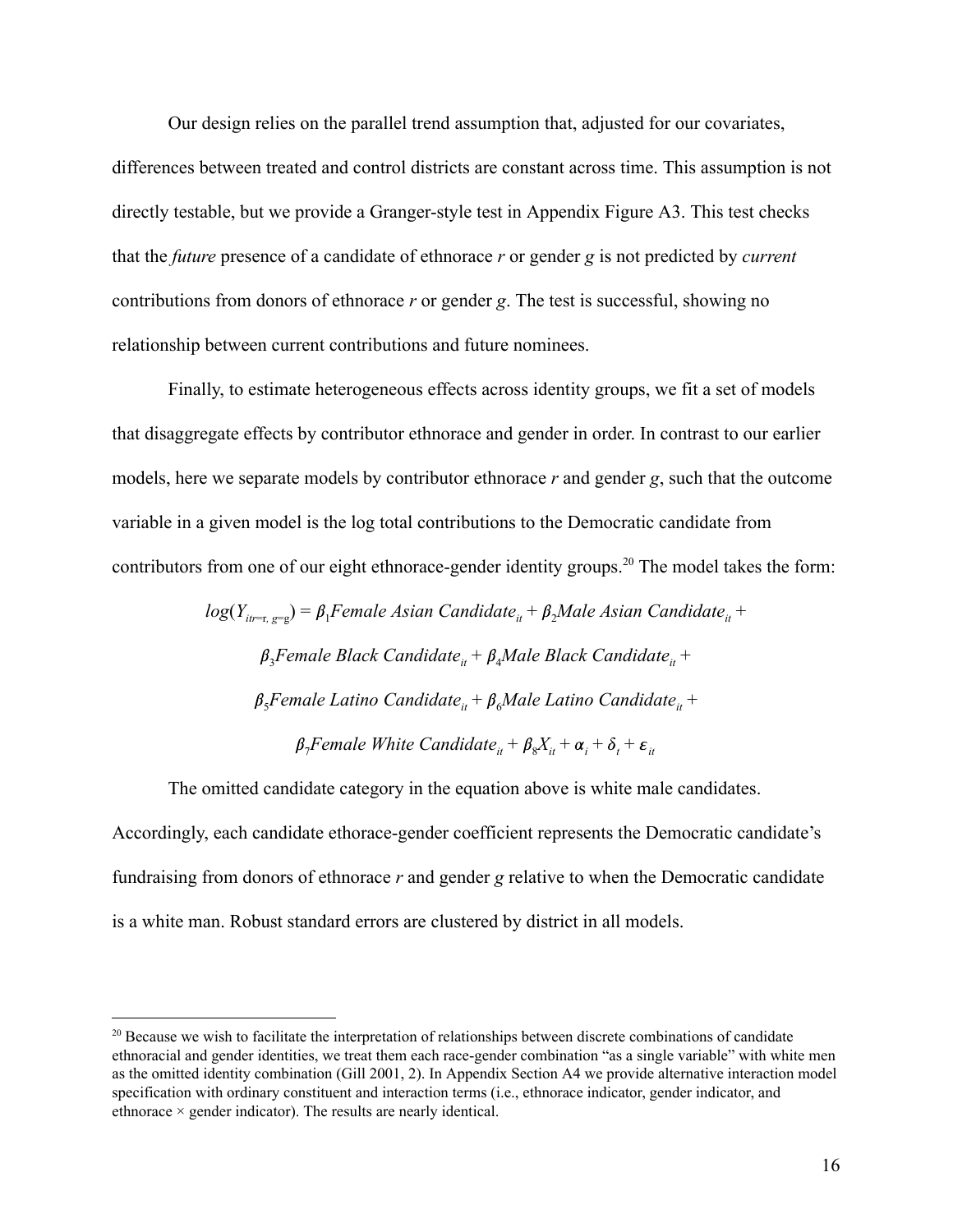Our design relies on the parallel trend assumption that, adjusted for our covariates, differences between treated and control districts are constant across time. This assumption is not directly testable, but we provide a Granger-style test in Appendix Figure A3. This test checks that the *future* presence of a candidate of ethnorace $r$ or gender $g$ is not predicted by *current* contributions from donors of ethnorace $r$ or gender $g$. The test is successful, showing no relationship between current contributions and future nominees.

Finally, to estimate heterogeneous effects across identity groups, we fit a set of models that disaggregate effects by contributor ethnorace and gender in order. In contrast to our earlier models, here we separate models by contributor ethnorace $r$ and gender $g$, such that the outcome variable in a given model is the log total contributions to the Democratic candidate from contributors from one of our eight ethnorace-gender identity groups.[20] The model takes the form:

$$log(Y_{itr=r,\, g=g}) = \beta_1 Female\ Asian\ Candidate_{it} + \beta_2 Male\ Asian\ Candidate_{it} +$$
$$\beta_3 Female\ Black\ Candidate_{it} + \beta_4 Male\ Black\ Candidate_{it} +$$
$$\beta_5 Female\ Latino\ Candidate_{it} + \beta_6 Male\ Latino\ Candidate_{it} +$$
$$\beta_7 Female\ White\ Candidate_{it} + \beta_8 X_{it} + \alpha_i + \delta_t + \varepsilon_{it}$$

The omitted candidate category in the equation above is white male candidates. Accordingly, each candidate ethorace-gender coefficient represents the Democratic candidate's fundraising from donors of ethnorace $r$ and gender $g$ relative to when the Democratic candidate is a white man. Robust standard errors are clustered by district in all models.

[20] Because we wish to facilitate the interpretation of relationships between discrete combinations of candidate ethnoracial and gender identities, we treat them each race-gender combination "as a single variable" with white men as the omitted identity combination (Gill 2001, 2). In Appendix Section A4 we provide alternative interaction model specification with ordinary constituent and interaction terms (i.e., ethnorace indicator, gender indicator, and ethnorace × gender indicator). The results are nearly identical.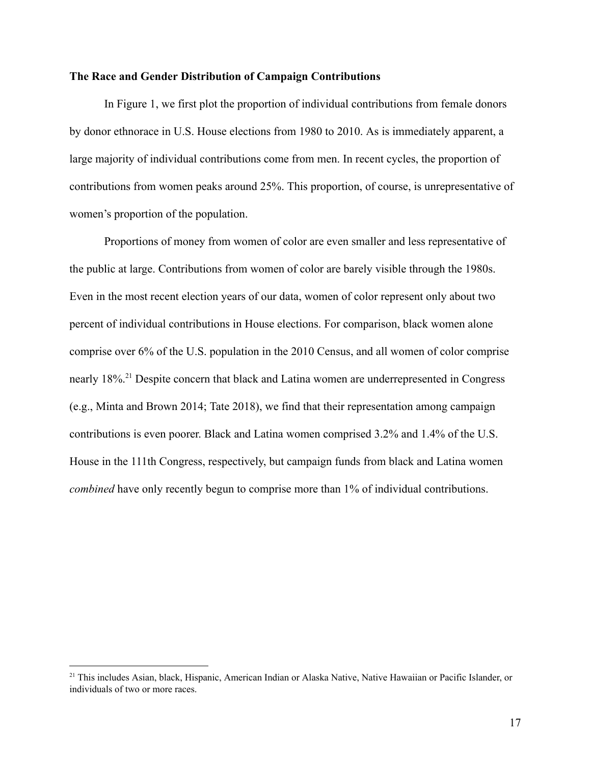**The Race and Gender Distribution of Campaign Contributions**

In Figure 1, we first plot the proportion of individual contributions from female donors by donor ethnorace in U.S. House elections from 1980 to 2010. As is immediately apparent, a large majority of individual contributions come from men. In recent cycles, the proportion of contributions from women peaks around 25%. This proportion, of course, is unrepresentative of women's proportion of the population.

Proportions of money from women of color are even smaller and less representative of the public at large. Contributions from women of color are barely visible through the 1980s. Even in the most recent election years of our data, women of color represent only about two percent of individual contributions in House elections. For comparison, black women alone comprise over 6% of the U.S. population in the 2010 Census, and all women of color comprise nearly 18%.[21] Despite concern that black and Latina women are underrepresented in Congress (e.g., Minta and Brown 2014; Tate 2018), we find that their representation among campaign contributions is even poorer. Black and Latina women comprised 3.2% and 1.4% of the U.S. House in the 111th Congress, respectively, but campaign funds from black and Latina women *combined* have only recently begun to comprise more than 1% of individual contributions.

[21] This includes Asian, black, Hispanic, American Indian or Alaska Native, Native Hawaiian or Pacific Islander, or individuals of two or more races.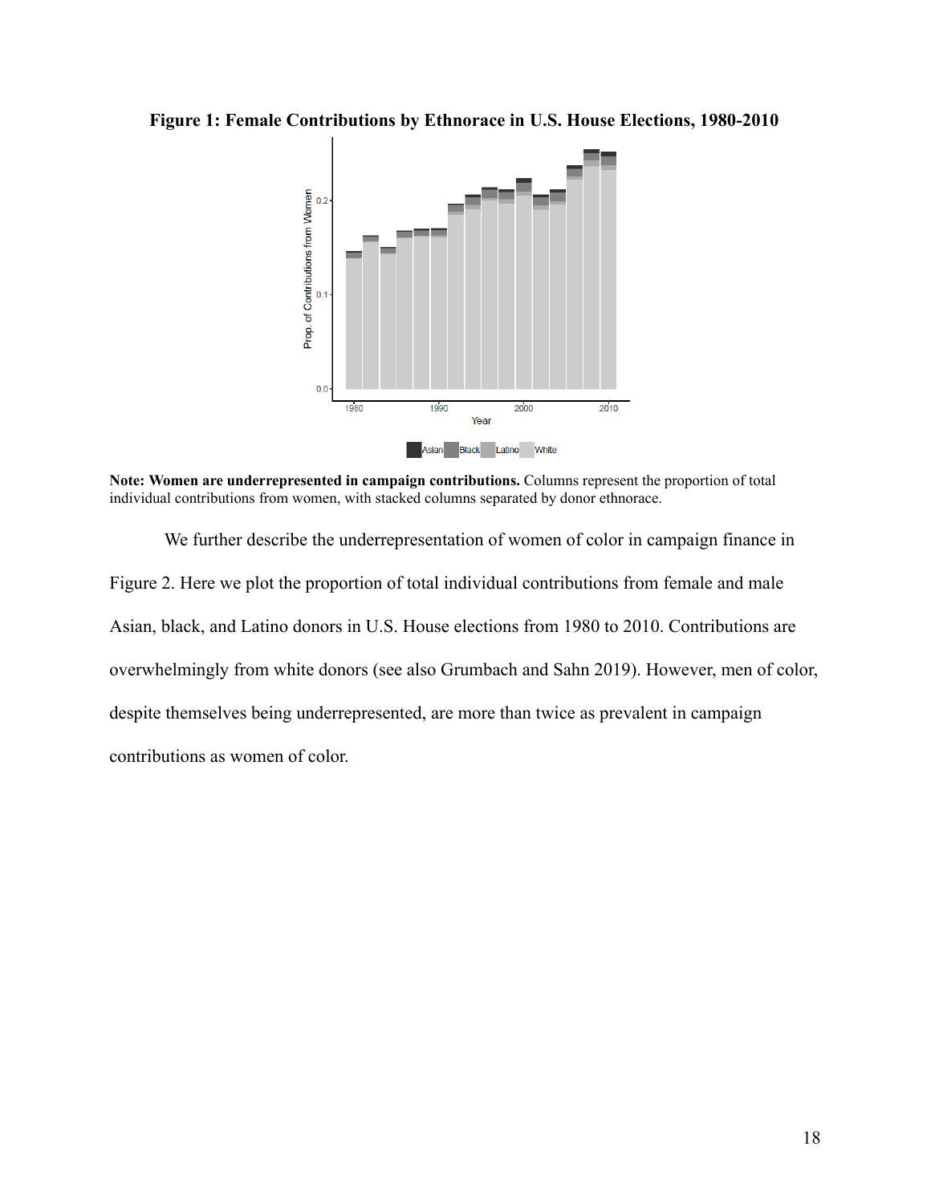**Figure 1: Female Contributions by Ethnorace in U.S. House Elections, 1980-2010**

**Note: Women are underrepresented in campaign contributions.** Columns represent the proportion of total individual contributions from women, with stacked columns separated by donor ethnorace.

We further describe the underrepresentation of women of color in campaign finance in Figure 2. Here we plot the proportion of total individual contributions from female and male Asian, black, and Latino donors in U.S. House elections from 1980 to 2010. Contributions are overwhelmingly from white donors (see also Grumbach and Sahn 2019). However, men of color, despite themselves being underrepresented, are more than twice as prevalent in campaign contributions as women of color.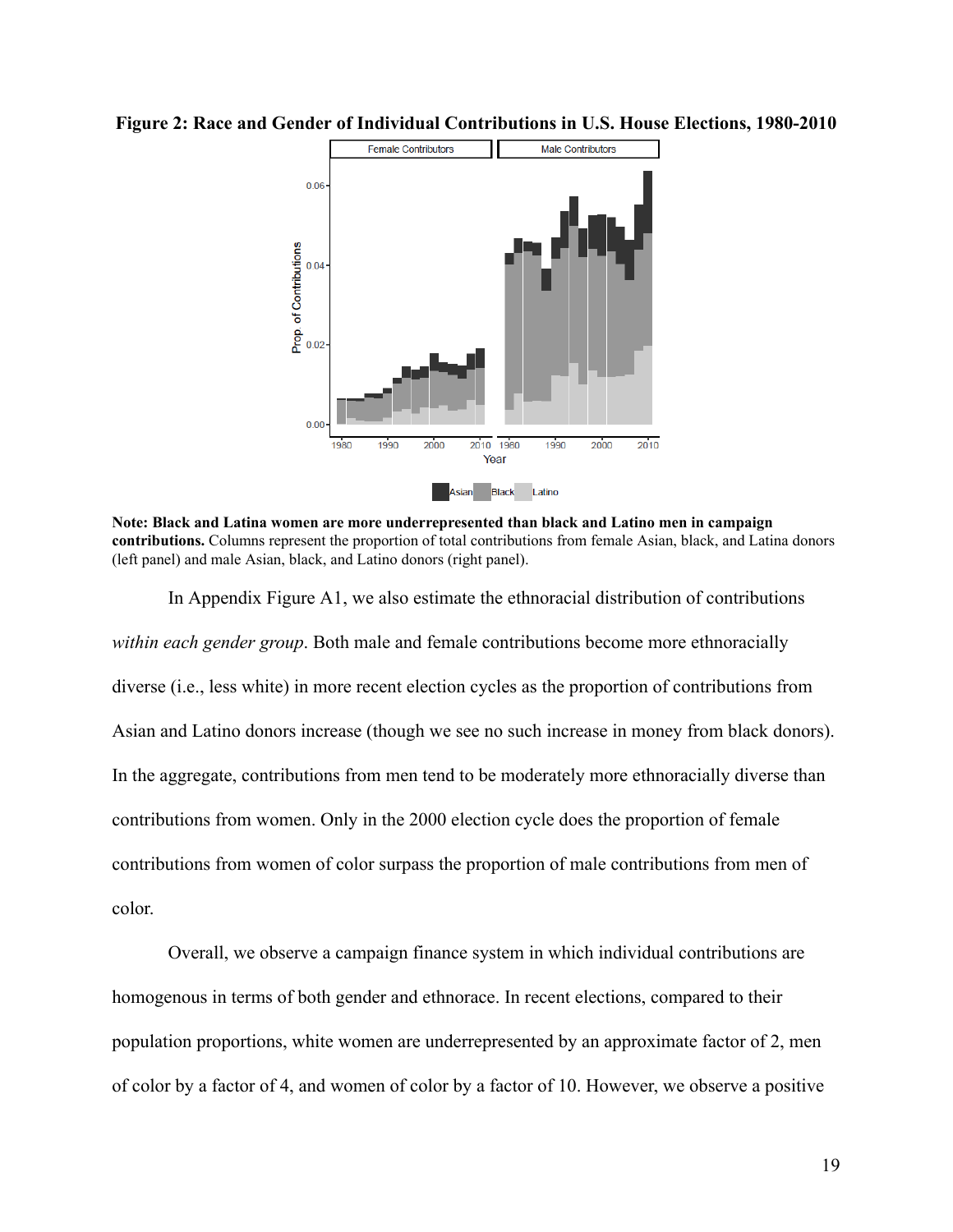**Figure 2: Race and Gender of Individual Contributions in U.S. House Elections, 1980-2010**

**Note: Black and Latina women are more underrepresented than black and Latino men in campaign contributions.** Columns represent the proportion of total contributions from female Asian, black, and Latina donors (left panel) and male Asian, black, and Latino donors (right panel).

In Appendix Figure A1, we also estimate the ethnoracial distribution of contributions *within each gender group*. Both male and female contributions become more ethnoracially diverse (i.e., less white) in more recent election cycles as the proportion of contributions from Asian and Latino donors increase (though we see no such increase in money from black donors). In the aggregate, contributions from men tend to be moderately more ethnoracially diverse than contributions from women. Only in the 2000 election cycle does the proportion of female contributions from women of color surpass the proportion of male contributions from men of color.

Overall, we observe a campaign finance system in which individual contributions are homogenous in terms of both gender and ethnorace. In recent elections, compared to their population proportions, white women are underrepresented by an approximate factor of 2, men of color by a factor of 4, and women of color by a factor of 10. However, we observe a positive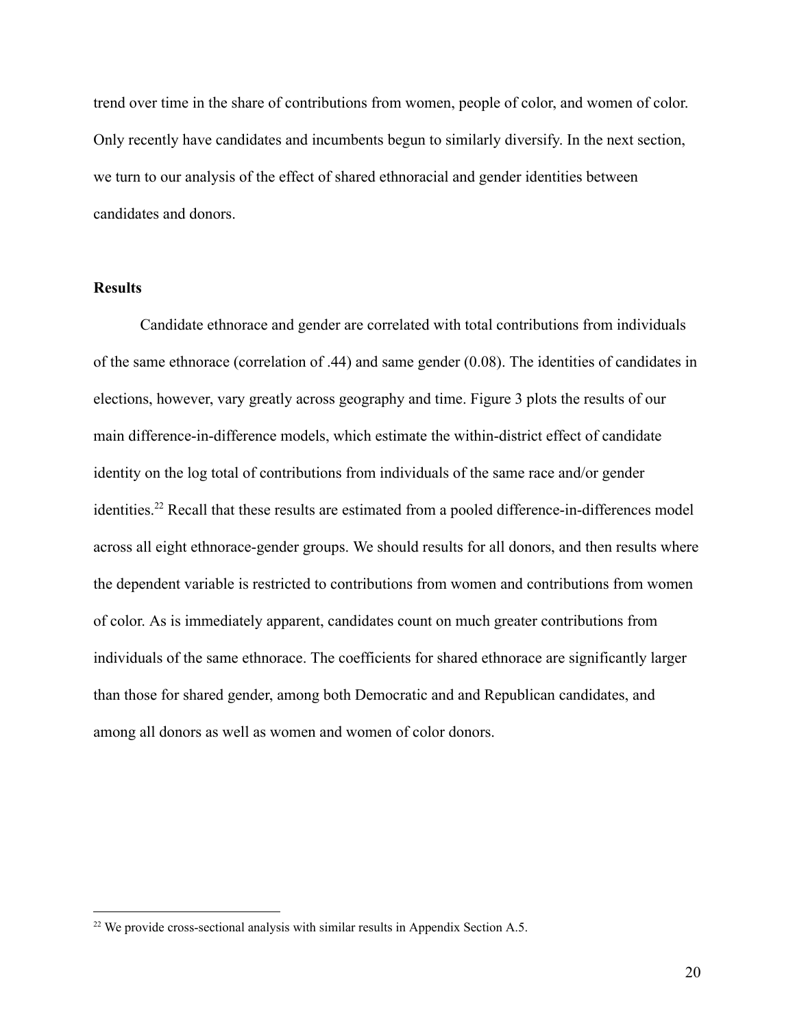trend over time in the share of contributions from women, people of color, and women of color. Only recently have candidates and incumbents begun to similarly diversify. In the next section, we turn to our analysis of the effect of shared ethnoracial and gender identities between candidates and donors.

## Results

Candidate ethnorace and gender are correlated with total contributions from individuals of the same ethnorace (correlation of .44) and same gender (0.08). The identities of candidates in elections, however, vary greatly across geography and time. Figure 3 plots the results of our main difference-in-difference models, which estimate the within-district effect of candidate identity on the log total of contributions from individuals of the same race and/or gender identities.[22] Recall that these results are estimated from a pooled difference-in-differences model across all eight ethnorace-gender groups. We should results for all donors, and then results where the dependent variable is restricted to contributions from women and contributions from women of color. As is immediately apparent, candidates count on much greater contributions from individuals of the same ethnorace. The coefficients for shared ethnorace are significantly larger than those for shared gender, among both Democratic and and Republican candidates, and among all donors as well as women and women of color donors.

---

[22] We provide cross-sectional analysis with similar results in Appendix Section A.5.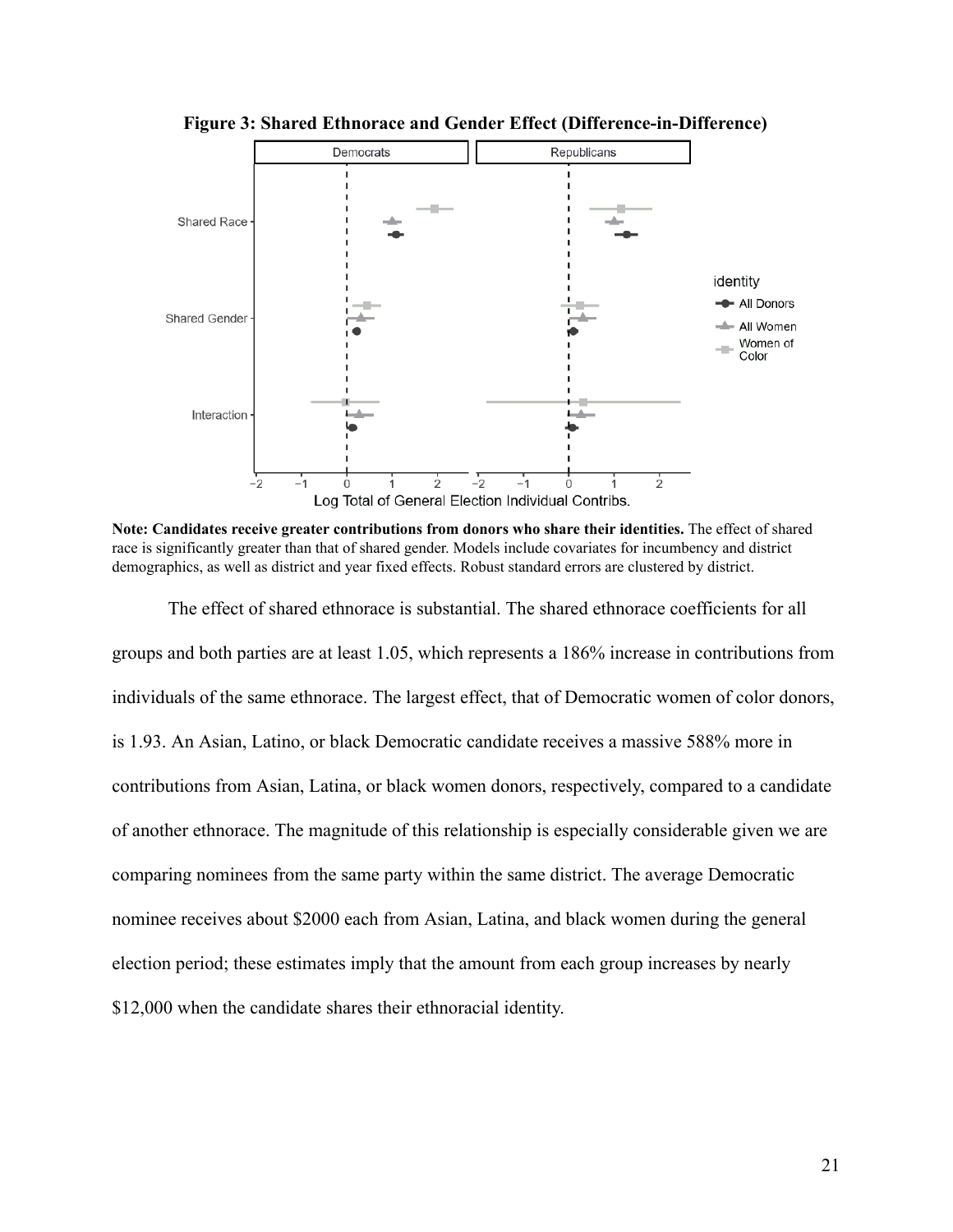**Figure 3: Shared Ethnorace and Gender Effect (Difference-in-Difference)**

**Note: Candidates receive greater contributions from donors who share their identities.** The effect of shared race is significantly greater than that of shared gender. Models include covariates for incumbency and district demographics, as well as district and year fixed effects. Robust standard errors are clustered by district.

The effect of shared ethnorace is substantial. The shared ethnorace coefficients for all groups and both parties are at least 1.05, which represents a 186% increase in contributions from individuals of the same ethnorace. The largest effect, that of Democratic women of color donors, is 1.93. An Asian, Latino, or black Democratic candidate receives a massive 588% more in contributions from Asian, Latina, or black women donors, respectively, compared to a candidate of another ethnorace. The magnitude of this relationship is especially considerable given we are comparing nominees from the same party within the same district. The average Democratic nominee receives about $2000 each from Asian, Latina, and black women during the general election period; these estimates imply that the amount from each group increases by nearly $12,000 when the candidate shares their ethnoracial identity.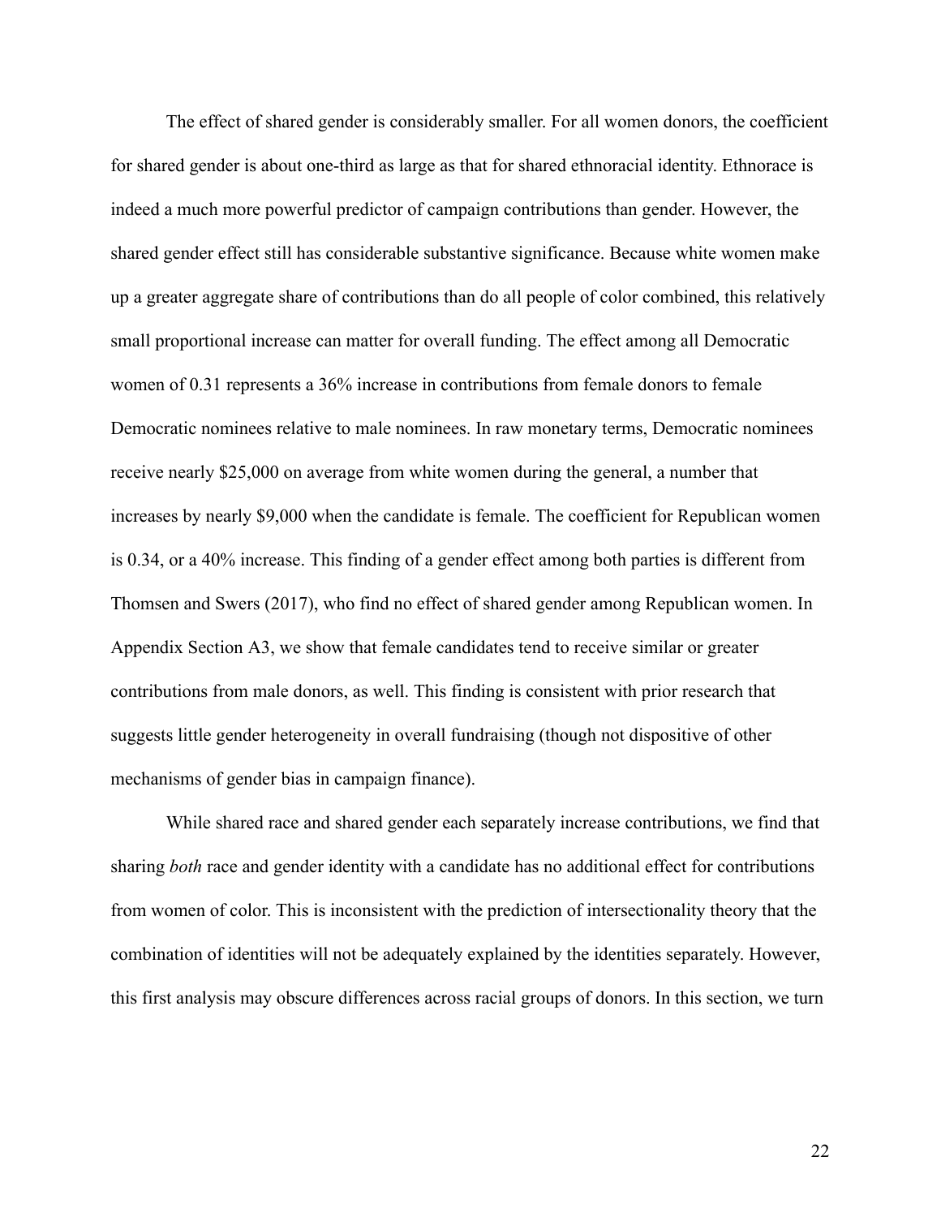The effect of shared gender is considerably smaller. For all women donors, the coefficient for shared gender is about one-third as large as that for shared ethnoracial identity. Ethnorace is indeed a much more powerful predictor of campaign contributions than gender. However, the shared gender effect still has considerable substantive significance. Because white women make up a greater aggregate share of contributions than do all people of color combined, this relatively small proportional increase can matter for overall funding. The effect among all Democratic women of 0.31 represents a 36% increase in contributions from female donors to female Democratic nominees relative to male nominees. In raw monetary terms, Democratic nominees receive nearly $25,000 on average from white women during the general, a number that increases by nearly $9,000 when the candidate is female. The coefficient for Republican women is 0.34, or a 40% increase. This finding of a gender effect among both parties is different from Thomsen and Swers (2017), who find no effect of shared gender among Republican women. In Appendix Section A3, we show that female candidates tend to receive similar or greater contributions from male donors, as well. This finding is consistent with prior research that suggests little gender heterogeneity in overall fundraising (though not dispositive of other mechanisms of gender bias in campaign finance).

While shared race and shared gender each separately increase contributions, we find that sharing *both* race and gender identity with a candidate has no additional effect for contributions from women of color. This is inconsistent with the prediction of intersectionality theory that the combination of identities will not be adequately explained by the identities separately. However, this first analysis may obscure differences across racial groups of donors. In this section, we turn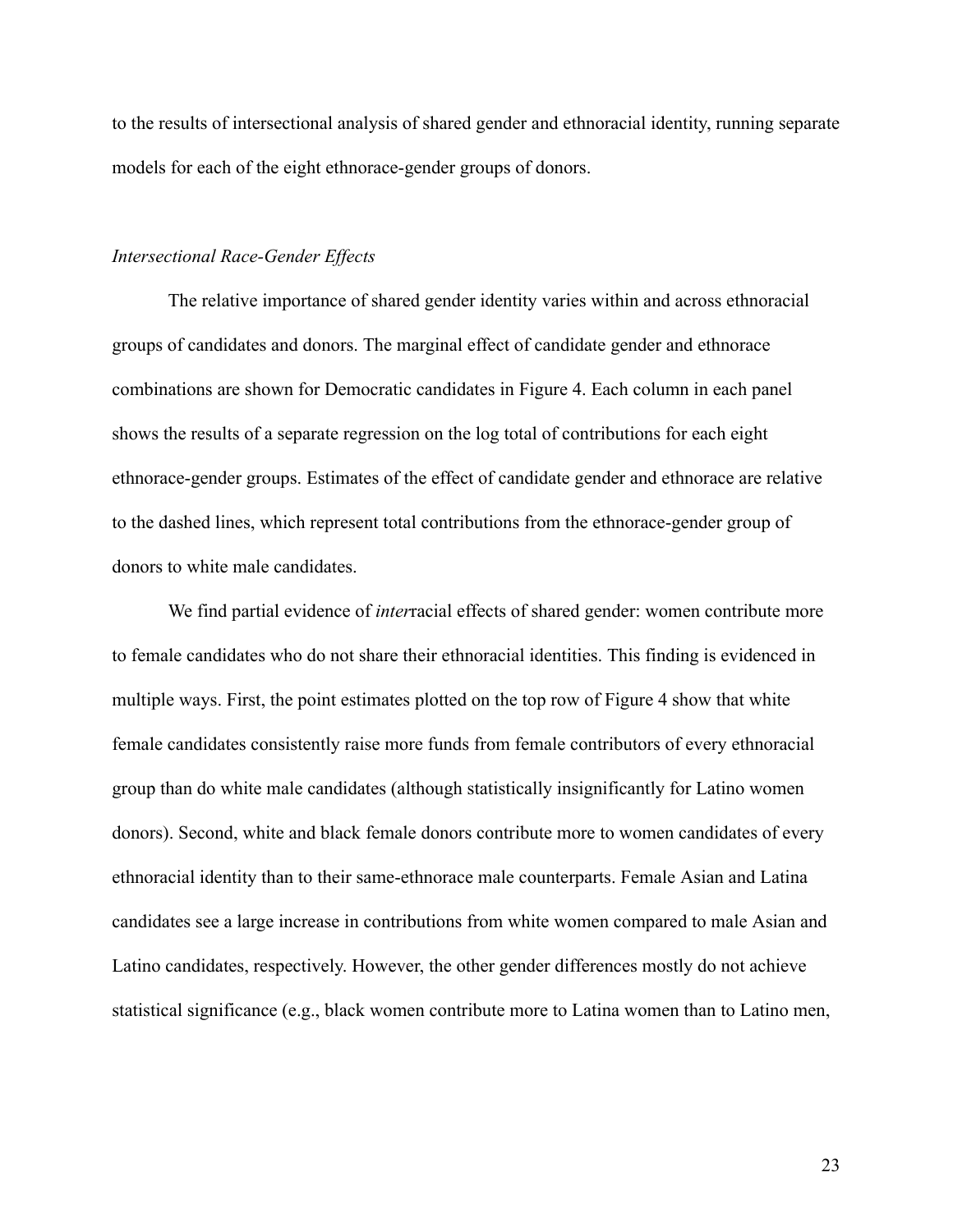to the results of intersectional analysis of shared gender and ethnoracial identity, running separate models for each of the eight ethnorace-gender groups of donors.

### *Intersectional Race-Gender Effects*

The relative importance of shared gender identity varies within and across ethnoracial groups of candidates and donors. The marginal effect of candidate gender and ethnorace combinations are shown for Democratic candidates in Figure 4. Each column in each panel shows the results of a separate regression on the log total of contributions for each eight ethnorace-gender groups. Estimates of the effect of candidate gender and ethnorace are relative to the dashed lines, which represent total contributions from the ethnorace-gender group of donors to white male candidates.

We find partial evidence of *inter*racial effects of shared gender: women contribute more to female candidates who do not share their ethnoracial identities. This finding is evidenced in multiple ways. First, the point estimates plotted on the top row of Figure 4 show that white female candidates consistently raise more funds from female contributors of every ethnoracial group than do white male candidates (although statistically insignificantly for Latino women donors). Second, white and black female donors contribute more to women candidates of every ethnoracial identity than to their same-ethnorace male counterparts. Female Asian and Latina candidates see a large increase in contributions from white women compared to male Asian and Latino candidates, respectively. However, the other gender differences mostly do not achieve statistical significance (e.g., black women contribute more to Latina women than to Latino men,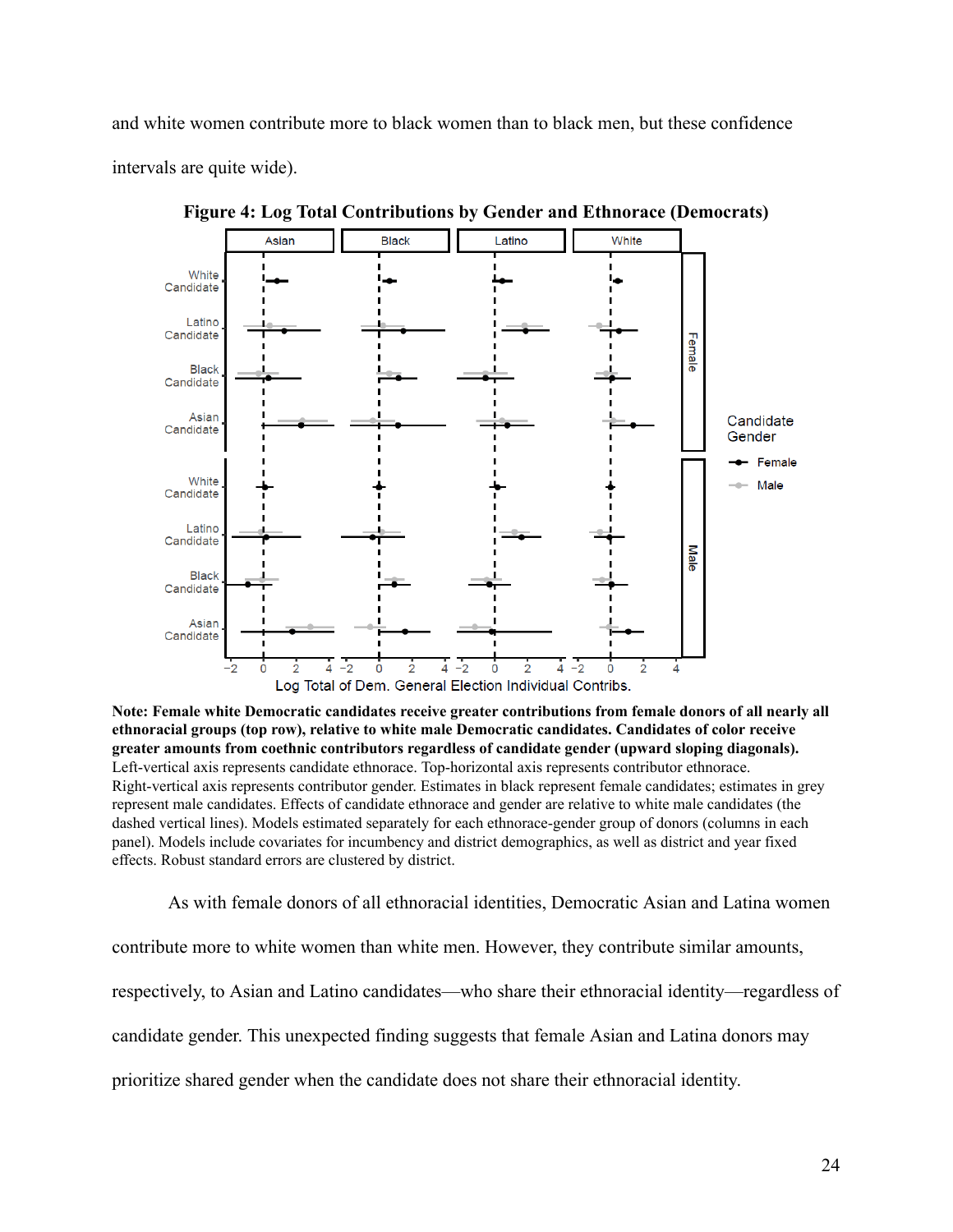and white women contribute more to black women than to black men, but these confidence intervals are quite wide).

**Figure 4: Log Total Contributions by Gender and Ethnorace (Democrats)**

**Note: Female white Democratic candidates receive greater contributions from female donors of all nearly all ethnoracial groups (top row), relative to white male Democratic candidates. Candidates of color receive greater amounts from coethnic contributors regardless of candidate gender (upward sloping diagonals).** Left-vertical axis represents candidate ethnorace. Top-horizontal axis represents contributor ethnorace. Right-vertical axis represents contributor gender. Estimates in black represent female candidates; estimates in grey represent male candidates. Effects of candidate ethnorace and gender are relative to white male candidates (the dashed vertical lines). Models estimated separately for each ethnorace-gender group of donors (columns in each panel). Models include covariates for incumbency and district demographics, as well as district and year fixed effects. Robust standard errors are clustered by district.

As with female donors of all ethnoracial identities, Democratic Asian and Latina women contribute more to white women than white men. However, they contribute similar amounts, respectively, to Asian and Latino candidates—who share their ethnoracial identity—regardless of candidate gender. This unexpected finding suggests that female Asian and Latina donors may prioritize shared gender when the candidate does not share their ethnoracial identity.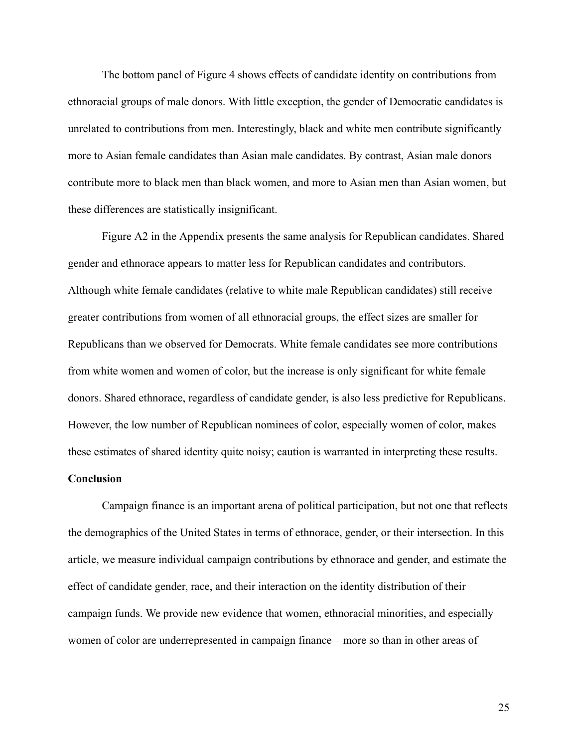The bottom panel of Figure 4 shows effects of candidate identity on contributions from ethnoracial groups of male donors. With little exception, the gender of Democratic candidates is unrelated to contributions from men. Interestingly, black and white men contribute significantly more to Asian female candidates than Asian male candidates. By contrast, Asian male donors contribute more to black men than black women, and more to Asian men than Asian women, but these differences are statistically insignificant.

Figure A2 in the Appendix presents the same analysis for Republican candidates. Shared gender and ethnorace appears to matter less for Republican candidates and contributors. Although white female candidates (relative to white male Republican candidates) still receive greater contributions from women of all ethnoracial groups, the effect sizes are smaller for Republicans than we observed for Democrats. White female candidates see more contributions from white women and women of color, but the increase is only significant for white female donors. Shared ethnorace, regardless of candidate gender, is also less predictive for Republicans. However, the low number of Republican nominees of color, especially women of color, makes these estimates of shared identity quite noisy; caution is warranted in interpreting these results.

**Conclusion**

Campaign finance is an important arena of political participation, but not one that reflects the demographics of the United States in terms of ethnorace, gender, or their intersection. In this article, we measure individual campaign contributions by ethnorace and gender, and estimate the effect of candidate gender, race, and their interaction on the identity distribution of their campaign funds. We provide new evidence that women, ethnoracial minorities, and especially women of color are underrepresented in campaign finance—more so than in other areas of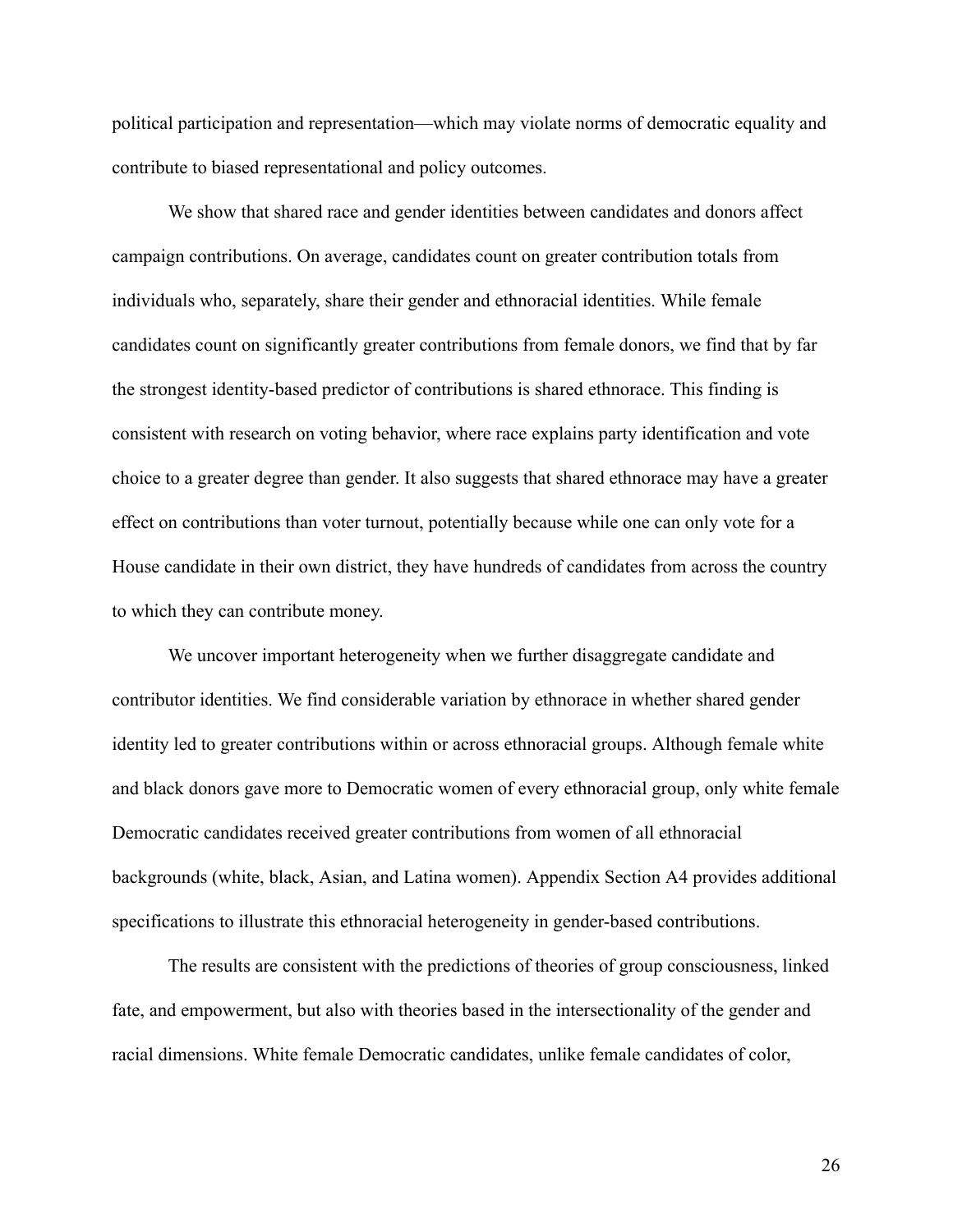political participation and representation—which may violate norms of democratic equality and contribute to biased representational and policy outcomes.

We show that shared race and gender identities between candidates and donors affect campaign contributions. On average, candidates count on greater contribution totals from individuals who, separately, share their gender and ethnoracial identities. While female candidates count on significantly greater contributions from female donors, we find that by far the strongest identity-based predictor of contributions is shared ethnorace. This finding is consistent with research on voting behavior, where race explains party identification and vote choice to a greater degree than gender. It also suggests that shared ethnorace may have a greater effect on contributions than voter turnout, potentially because while one can only vote for a House candidate in their own district, they have hundreds of candidates from across the country to which they can contribute money.

We uncover important heterogeneity when we further disaggregate candidate and contributor identities. We find considerable variation by ethnorace in whether shared gender identity led to greater contributions within or across ethnoracial groups. Although female white and black donors gave more to Democratic women of every ethnoracial group, only white female Democratic candidates received greater contributions from women of all ethnoracial backgrounds (white, black, Asian, and Latina women). Appendix Section A4 provides additional specifications to illustrate this ethnoracial heterogeneity in gender-based contributions.

The results are consistent with the predictions of theories of group consciousness, linked fate, and empowerment, but also with theories based in the intersectionality of the gender and racial dimensions. White female Democratic candidates, unlike female candidates of color,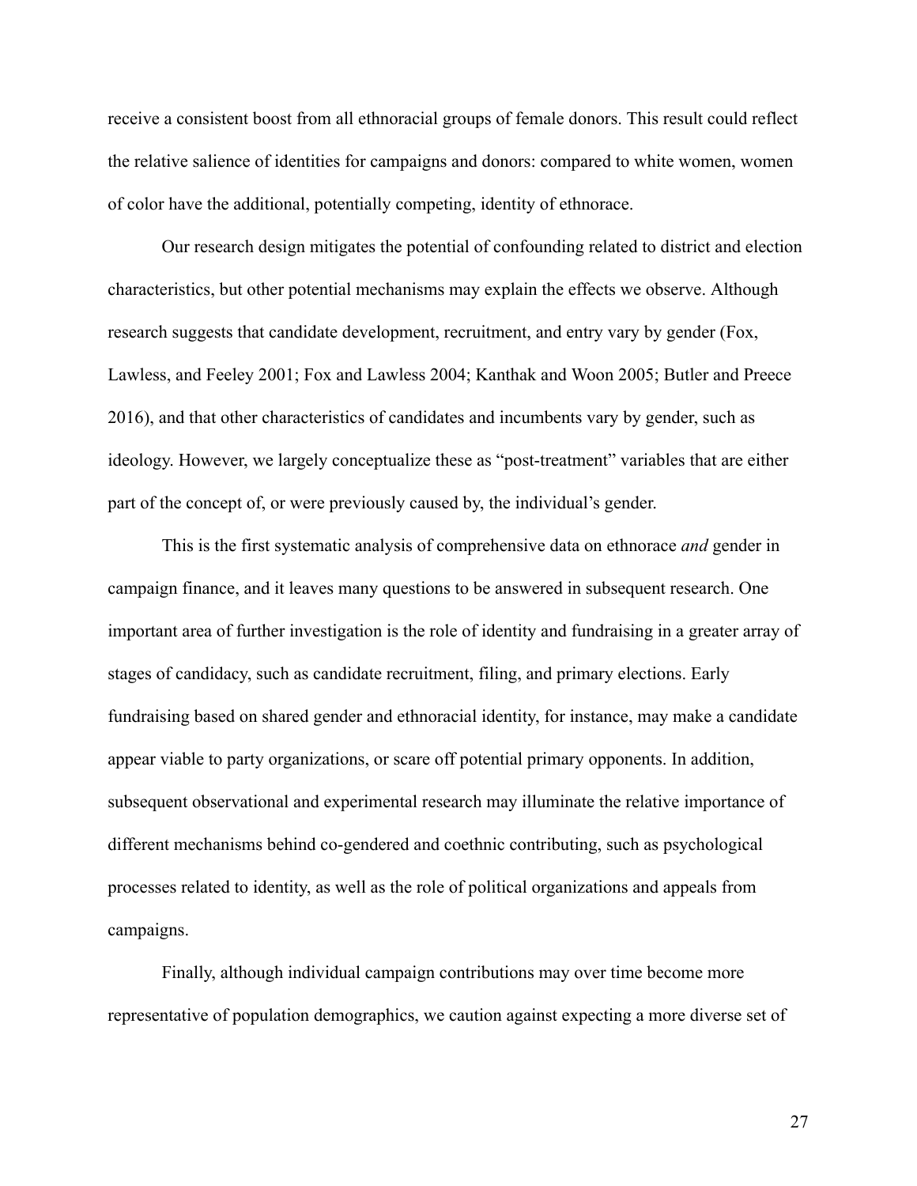receive a consistent boost from all ethnoracial groups of female donors. This result could reflect the relative salience of identities for campaigns and donors: compared to white women, women of color have the additional, potentially competing, identity of ethnorace.

Our research design mitigates the potential of confounding related to district and election characteristics, but other potential mechanisms may explain the effects we observe. Although research suggests that candidate development, recruitment, and entry vary by gender (Fox, Lawless, and Feeley 2001; Fox and Lawless 2004; Kanthak and Woon 2005; Butler and Preece 2016), and that other characteristics of candidates and incumbents vary by gender, such as ideology. However, we largely conceptualize these as "post-treatment" variables that are either part of the concept of, or were previously caused by, the individual's gender.

This is the first systematic analysis of comprehensive data on ethnorace *and* gender in campaign finance, and it leaves many questions to be answered in subsequent research. One important area of further investigation is the role of identity and fundraising in a greater array of stages of candidacy, such as candidate recruitment, filing, and primary elections. Early fundraising based on shared gender and ethnoracial identity, for instance, may make a candidate appear viable to party organizations, or scare off potential primary opponents. In addition, subsequent observational and experimental research may illuminate the relative importance of different mechanisms behind co-gendered and coethnic contributing, such as psychological processes related to identity, as well as the role of political organizations and appeals from campaigns.

Finally, although individual campaign contributions may over time become more representative of population demographics, we caution against expecting a more diverse set of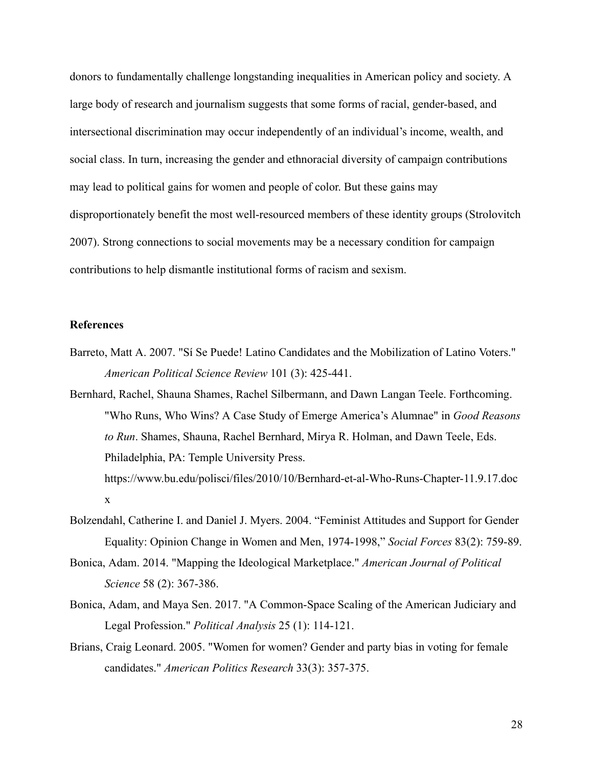donors to fundamentally challenge longstanding inequalities in American policy and society. A large body of research and journalism suggests that some forms of racial, gender-based, and intersectional discrimination may occur independently of an individual's income, wealth, and social class. In turn, increasing the gender and ethnoracial diversity of campaign contributions may lead to political gains for women and people of color. But these gains may disproportionately benefit the most well-resourced members of these identity groups (Strolovitch 2007). Strong connections to social movements may be a necessary condition for campaign contributions to help dismantle institutional forms of racism and sexism.

**References**

Barreto, Matt A. 2007. "Sí Se Puede! Latino Candidates and the Mobilization of Latino Voters." *American Political Science Review* 101 (3): 425-441.

Bernhard, Rachel, Shauna Shames, Rachel Silbermann, and Dawn Langan Teele. Forthcoming. "Who Runs, Who Wins? A Case Study of Emerge America's Alumnae" in *Good Reasons to Run*. Shames, Shauna, Rachel Bernhard, Mirya R. Holman, and Dawn Teele, Eds. Philadelphia, PA: Temple University Press. https://www.bu.edu/polisci/files/2010/10/Bernhard-et-al-Who-Runs-Chapter-11.9.17.docx

Bolzendahl, Catherine I. and Daniel J. Myers. 2004. "Feminist Attitudes and Support for Gender Equality: Opinion Change in Women and Men, 1974-1998," *Social Forces* 83(2): 759-89.

Bonica, Adam. 2014. "Mapping the Ideological Marketplace." *American Journal of Political Science* 58 (2): 367-386.

Bonica, Adam, and Maya Sen. 2017. "A Common-Space Scaling of the American Judiciary and Legal Profession." *Political Analysis* 25 (1): 114-121.

Brians, Craig Leonard. 2005. "Women for women? Gender and party bias in voting for female candidates." *American Politics Research* 33(3): 357-375.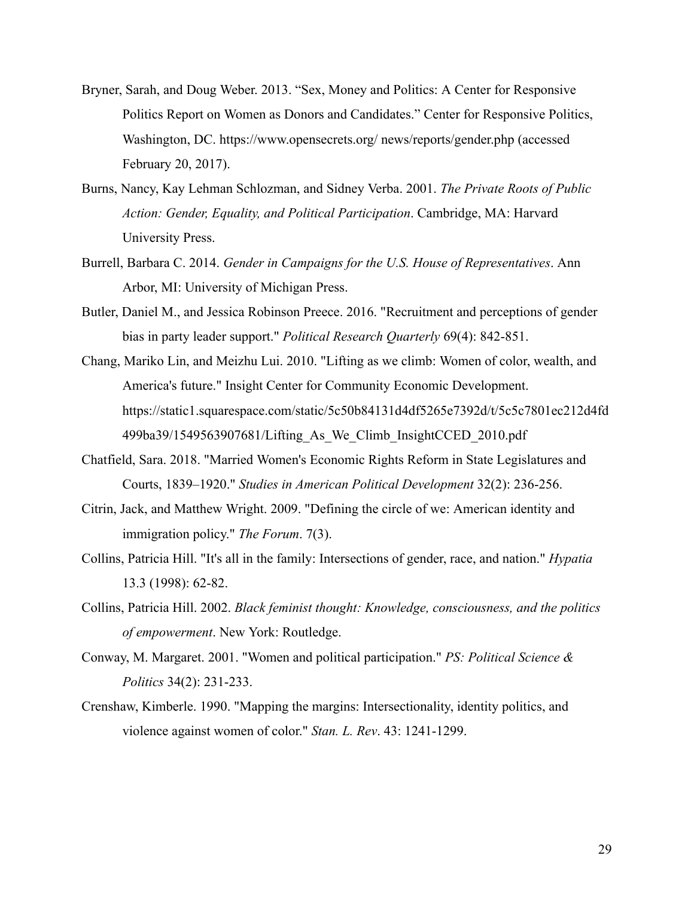Bryner, Sarah, and Doug Weber. 2013. "Sex, Money and Politics: A Center for Responsive Politics Report on Women as Donors and Candidates." Center for Responsive Politics, Washington, DC. https://www.opensecrets.org/ news/reports/gender.php (accessed February 20, 2017).

Burns, Nancy, Kay Lehman Schlozman, and Sidney Verba. 2001. *The Private Roots of Public Action: Gender, Equality, and Political Participation*. Cambridge, MA: Harvard University Press.

Burrell, Barbara C. 2014. *Gender in Campaigns for the U.S. House of Representatives*. Ann Arbor, MI: University of Michigan Press.

Butler, Daniel M., and Jessica Robinson Preece. 2016. "Recruitment and perceptions of gender bias in party leader support." *Political Research Quarterly* 69(4): 842-851.

Chang, Mariko Lin, and Meizhu Lui. 2010. "Lifting as we climb: Women of color, wealth, and America's future." Insight Center for Community Economic Development. https://static1.squarespace.com/static/5c50b84131d4df5265e7392d/t/5c5c7801ec212d4fd499ba39/1549563907681/Lifting_As_We_Climb_InsightCCED_2010.pdf

Chatfield, Sara. 2018. "Married Women's Economic Rights Reform in State Legislatures and Courts, 1839–1920." *Studies in American Political Development* 32(2): 236-256.

Citrin, Jack, and Matthew Wright. 2009. "Defining the circle of we: American identity and immigration policy." *The Forum*. 7(3).

Collins, Patricia Hill. "It's all in the family: Intersections of gender, race, and nation." *Hypatia* 13.3 (1998): 62-82.

Collins, Patricia Hill. 2002. *Black feminist thought: Knowledge, consciousness, and the politics of empowerment*. New York: Routledge.

Conway, M. Margaret. 2001. "Women and political participation." *PS: Political Science & Politics* 34(2): 231-233.

Crenshaw, Kimberle. 1990. "Mapping the margins: Intersectionality, identity politics, and violence against women of color." *Stan. L. Rev*. 43: 1241-1299.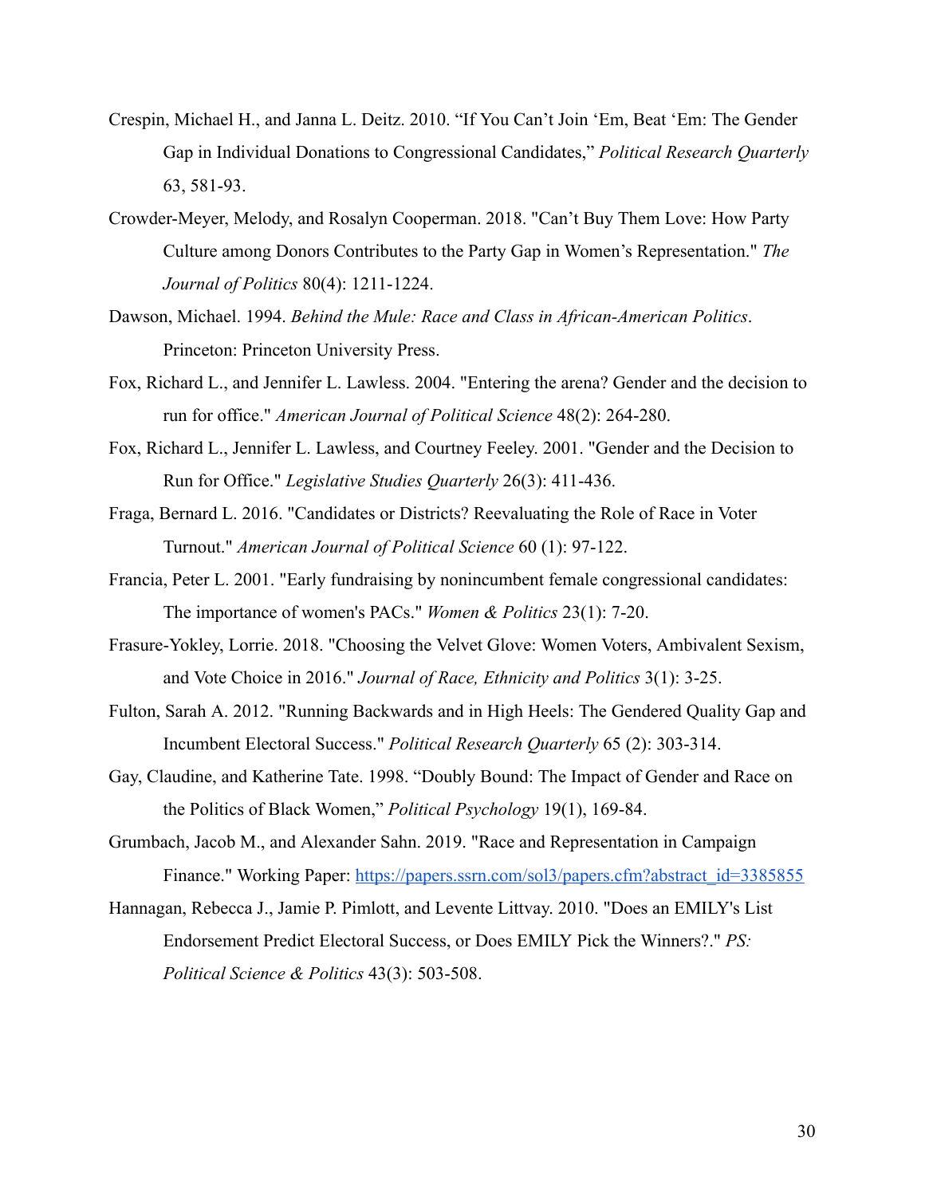Crespin, Michael H., and Janna L. Deitz. 2010. "If You Can't Join 'Em, Beat 'Em: The Gender Gap in Individual Donations to Congressional Candidates," *Political Research Quarterly* 63, 581-93.

Crowder-Meyer, Melody, and Rosalyn Cooperman. 2018. "Can't Buy Them Love: How Party Culture among Donors Contributes to the Party Gap in Women's Representation." *The Journal of Politics* 80(4): 1211-1224.

Dawson, Michael. 1994. *Behind the Mule: Race and Class in African-American Politics*. Princeton: Princeton University Press.

Fox, Richard L., and Jennifer L. Lawless. 2004. "Entering the arena? Gender and the decision to run for office." *American Journal of Political Science* 48(2): 264-280.

Fox, Richard L., Jennifer L. Lawless, and Courtney Feeley. 2001. "Gender and the Decision to Run for Office." *Legislative Studies Quarterly* 26(3): 411-436.

Fraga, Bernard L. 2016. "Candidates or Districts? Reevaluating the Role of Race in Voter Turnout." *American Journal of Political Science* 60 (1): 97-122.

Francia, Peter L. 2001. "Early fundraising by nonincumbent female congressional candidates: The importance of women's PACs." *Women & Politics* 23(1): 7-20.

Frasure-Yokley, Lorrie. 2018. "Choosing the Velvet Glove: Women Voters, Ambivalent Sexism, and Vote Choice in 2016." *Journal of Race, Ethnicity and Politics* 3(1): 3-25.

Fulton, Sarah A. 2012. "Running Backwards and in High Heels: The Gendered Quality Gap and Incumbent Electoral Success." *Political Research Quarterly* 65 (2): 303-314.

Gay, Claudine, and Katherine Tate. 1998. "Doubly Bound: The Impact of Gender and Race on the Politics of Black Women," *Political Psychology* 19(1), 169-84.

Grumbach, Jacob M., and Alexander Sahn. 2019. "Race and Representation in Campaign Finance." Working Paper: https://papers.ssrn.com/sol3/papers.cfm?abstract_id=3385855

Hannagan, Rebecca J., Jamie P. Pimlott, and Levente Littvay. 2010. "Does an EMILY's List Endorsement Predict Electoral Success, or Does EMILY Pick the Winners?." *PS: Political Science & Politics* 43(3): 503-508.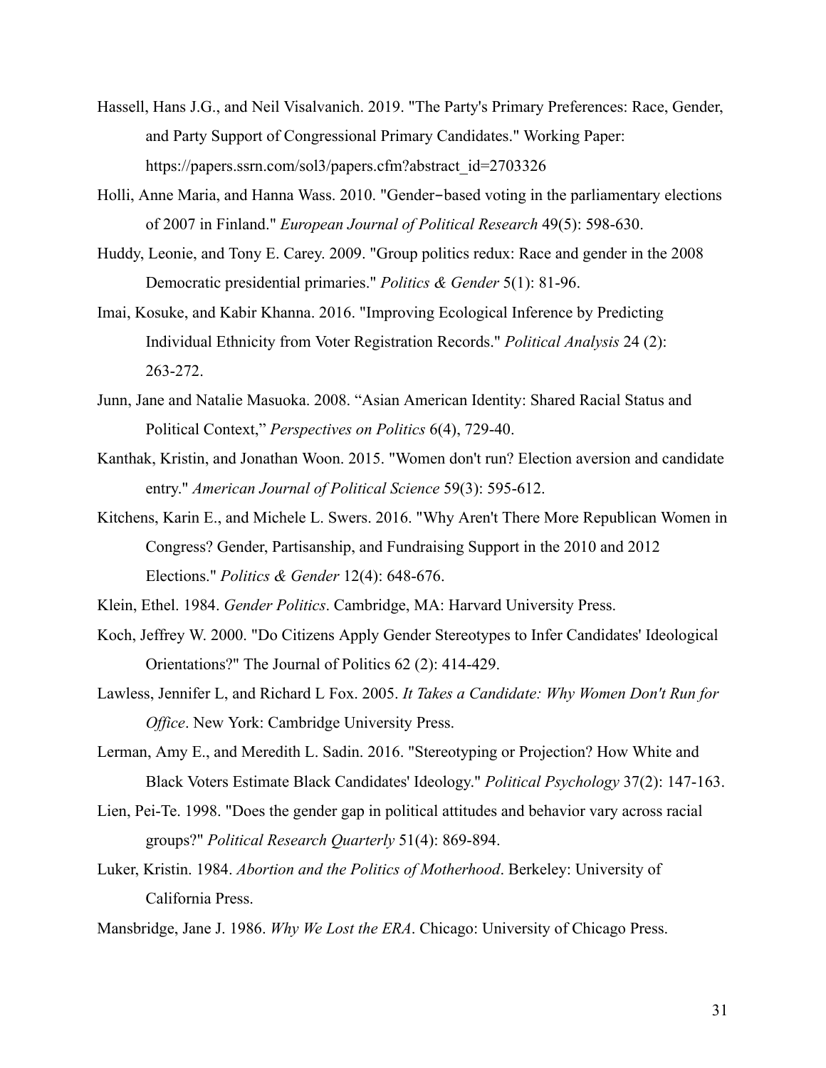Hassell, Hans J.G., and Neil Visalvanich. 2019. "The Party's Primary Preferences: Race, Gender, and Party Support of Congressional Primary Candidates." Working Paper: https://papers.ssrn.com/sol3/papers.cfm?abstract_id=2703326

Holli, Anne Maria, and Hanna Wass. 2010. "Gender‐based voting in the parliamentary elections of 2007 in Finland." *European Journal of Political Research* 49(5): 598-630.

Huddy, Leonie, and Tony E. Carey. 2009. "Group politics redux: Race and gender in the 2008 Democratic presidential primaries." *Politics & Gender* 5(1): 81-96.

Imai, Kosuke, and Kabir Khanna. 2016. "Improving Ecological Inference by Predicting Individual Ethnicity from Voter Registration Records." *Political Analysis* 24 (2): 263-272.

Junn, Jane and Natalie Masuoka. 2008. "Asian American Identity: Shared Racial Status and Political Context," *Perspectives on Politics* 6(4), 729-40.

Kanthak, Kristin, and Jonathan Woon. 2015. "Women don't run? Election aversion and candidate entry." *American Journal of Political Science* 59(3): 595-612.

Kitchens, Karin E., and Michele L. Swers. 2016. "Why Aren't There More Republican Women in Congress? Gender, Partisanship, and Fundraising Support in the 2010 and 2012 Elections." *Politics & Gender* 12(4): 648-676.

Klein, Ethel. 1984. *Gender Politics*. Cambridge, MA: Harvard University Press.

Koch, Jeffrey W. 2000. "Do Citizens Apply Gender Stereotypes to Infer Candidates' Ideological Orientations?" The Journal of Politics 62 (2): 414-429.

Lawless, Jennifer L, and Richard L Fox. 2005. *It Takes a Candidate: Why Women Don't Run for Office*. New York: Cambridge University Press.

Lerman, Amy E., and Meredith L. Sadin. 2016. "Stereotyping or Projection? How White and Black Voters Estimate Black Candidates' Ideology." *Political Psychology* 37(2): 147-163.

Lien, Pei-Te. 1998. "Does the gender gap in political attitudes and behavior vary across racial groups?" *Political Research Quarterly* 51(4): 869-894.

Luker, Kristin. 1984. *Abortion and the Politics of Motherhood*. Berkeley: University of California Press.

Mansbridge, Jane J. 1986. *Why We Lost the ERA*. Chicago: University of Chicago Press.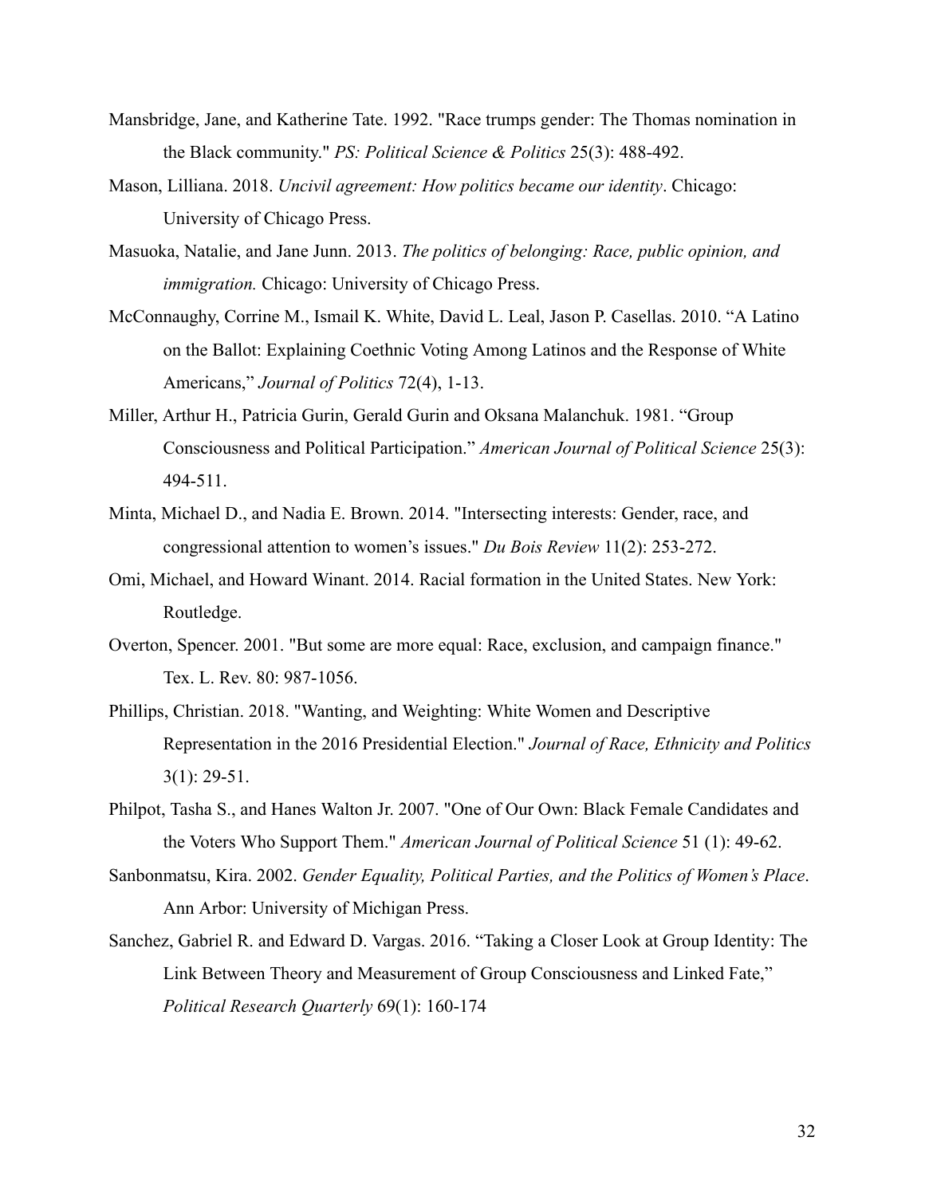Mansbridge, Jane, and Katherine Tate. 1992. "Race trumps gender: The Thomas nomination in the Black community." *PS: Political Science & Politics* 25(3): 488-492.

Mason, Lilliana. 2018. *Uncivil agreement: How politics became our identity*. Chicago: University of Chicago Press.

Masuoka, Natalie, and Jane Junn. 2013. *The politics of belonging: Race, public opinion, and immigration.* Chicago: University of Chicago Press.

McConnaughy, Corrine M., Ismail K. White, David L. Leal, Jason P. Casellas. 2010. "A Latino on the Ballot: Explaining Coethnic Voting Among Latinos and the Response of White Americans," *Journal of Politics* 72(4), 1-13.

Miller, Arthur H., Patricia Gurin, Gerald Gurin and Oksana Malanchuk. 1981. "Group Consciousness and Political Participation." *American Journal of Political Science* 25(3): 494-511.

Minta, Michael D., and Nadia E. Brown. 2014. "Intersecting interests: Gender, race, and congressional attention to women's issues." *Du Bois Review* 11(2): 253-272.

Omi, Michael, and Howard Winant. 2014. Racial formation in the United States. New York: Routledge.

Overton, Spencer. 2001. "But some are more equal: Race, exclusion, and campaign finance." Tex. L. Rev. 80: 987-1056.

Phillips, Christian. 2018. "Wanting, and Weighting: White Women and Descriptive Representation in the 2016 Presidential Election." *Journal of Race, Ethnicity and Politics* 3(1): 29-51.

Philpot, Tasha S., and Hanes Walton Jr. 2007. "One of Our Own: Black Female Candidates and the Voters Who Support Them." *American Journal of Political Science* 51 (1): 49-62.

Sanbonmatsu, Kira. 2002. *Gender Equality, Political Parties, and the Politics of Women's Place*. Ann Arbor: University of Michigan Press.

Sanchez, Gabriel R. and Edward D. Vargas. 2016. "Taking a Closer Look at Group Identity: The Link Between Theory and Measurement of Group Consciousness and Linked Fate," *Political Research Quarterly* 69(1): 160-174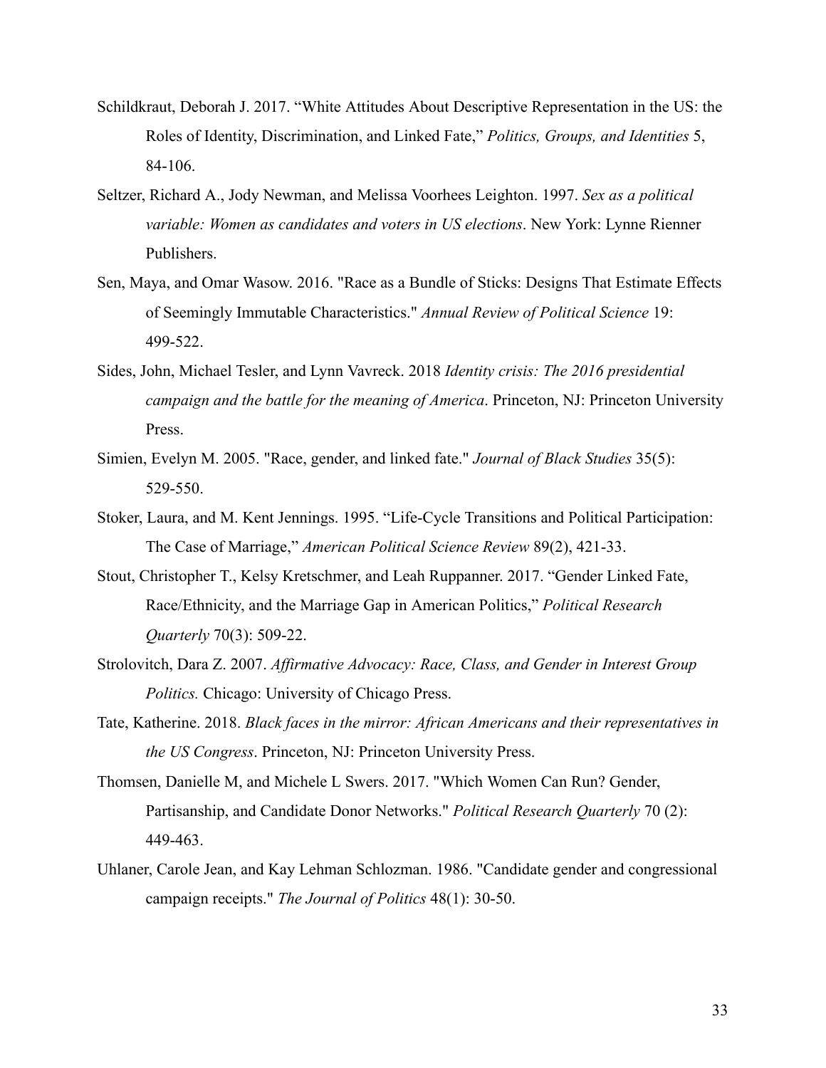Schildkraut, Deborah J. 2017. "White Attitudes About Descriptive Representation in the US: the Roles of Identity, Discrimination, and Linked Fate," *Politics, Groups, and Identities* 5, 84-106.

Seltzer, Richard A., Jody Newman, and Melissa Voorhees Leighton. 1997. *Sex as a political variable: Women as candidates and voters in US elections*. New York: Lynne Rienner Publishers.

Sen, Maya, and Omar Wasow. 2016. "Race as a Bundle of Sticks: Designs That Estimate Effects of Seemingly Immutable Characteristics." *Annual Review of Political Science* 19: 499-522.

Sides, John, Michael Tesler, and Lynn Vavreck. 2018 *Identity crisis: The 2016 presidential campaign and the battle for the meaning of America*. Princeton, NJ: Princeton University Press.

Simien, Evelyn M. 2005. "Race, gender, and linked fate." *Journal of Black Studies* 35(5): 529-550.

Stoker, Laura, and M. Kent Jennings. 1995. "Life-Cycle Transitions and Political Participation: The Case of Marriage," *American Political Science Review* 89(2), 421-33.

Stout, Christopher T., Kelsy Kretschmer, and Leah Ruppanner. 2017. "Gender Linked Fate, Race/Ethnicity, and the Marriage Gap in American Politics," *Political Research Quarterly* 70(3): 509-22.

Strolovitch, Dara Z. 2007. *Affirmative Advocacy: Race, Class, and Gender in Interest Group Politics.* Chicago: University of Chicago Press.

Tate, Katherine. 2018. *Black faces in the mirror: African Americans and their representatives in the US Congress*. Princeton, NJ: Princeton University Press.

Thomsen, Danielle M, and Michele L Swers. 2017. "Which Women Can Run? Gender, Partisanship, and Candidate Donor Networks." *Political Research Quarterly* 70 (2): 449-463.

Uhlaner, Carole Jean, and Kay Lehman Schlozman. 1986. "Candidate gender and congressional campaign receipts." *The Journal of Politics* 48(1): 30-50.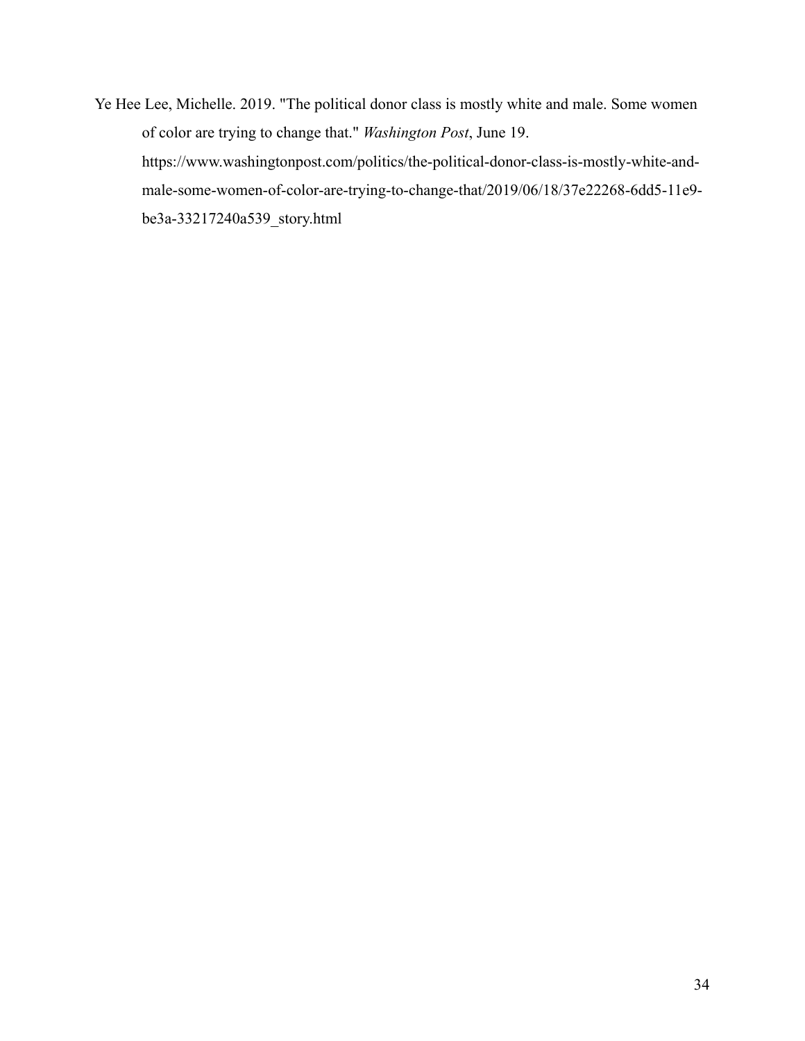Ye Hee Lee, Michelle. 2019. "The political donor class is mostly white and male. Some women of color are trying to change that." *Washington Post*, June 19. https://www.washingtonpost.com/politics/the-political-donor-class-is-mostly-white-and-male-some-women-of-color-are-trying-to-change-that/2019/06/18/37e22268-6dd5-11e9-be3a-33217240a539_story.html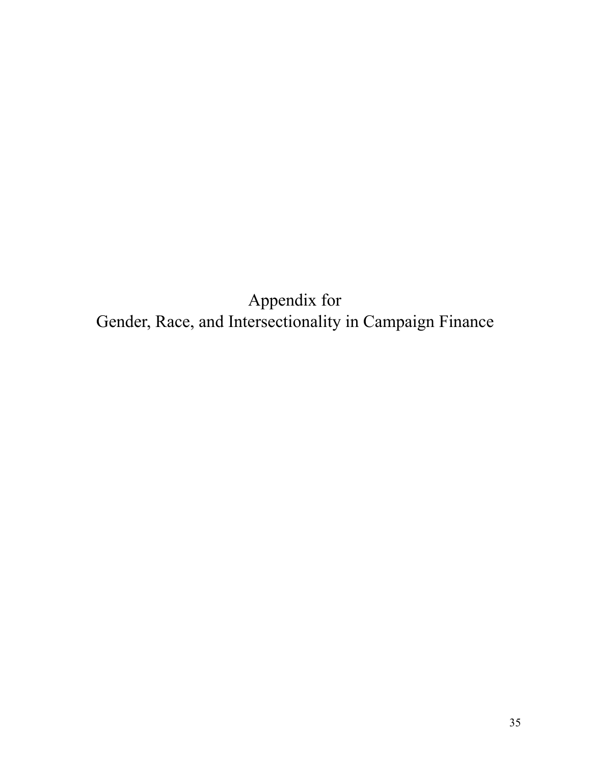# Appendix for
# Gender, Race, and Intersectionality in Campaign Finance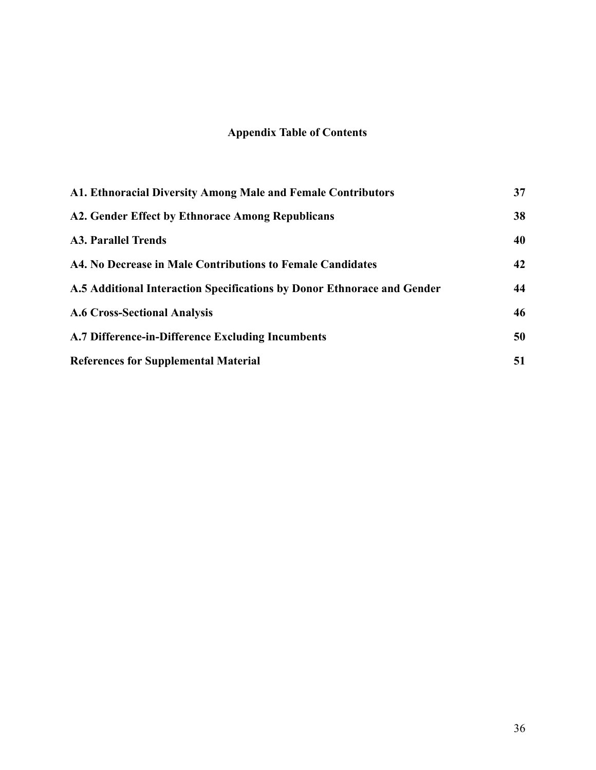## Appendix Table of Contents

| | |
|---|---|
| **A1. Ethnoracial Diversity Among Male and Female Contributors** | **37** |
| **A2. Gender Effect by Ethnorace Among Republicans** | **38** |
| **A3. Parallel Trends** | **40** |
| **A4. No Decrease in Male Contributions to Female Candidates** | **42** |
| **A.5 Additional Interaction Specifications by Donor Ethnorace and Gender** | **44** |
| **A.6 Cross-Sectional Analysis** | **46** |
| **A.7 Difference-in-Difference Excluding Incumbents** | **50** |
| **References for Supplemental Material** | **51** |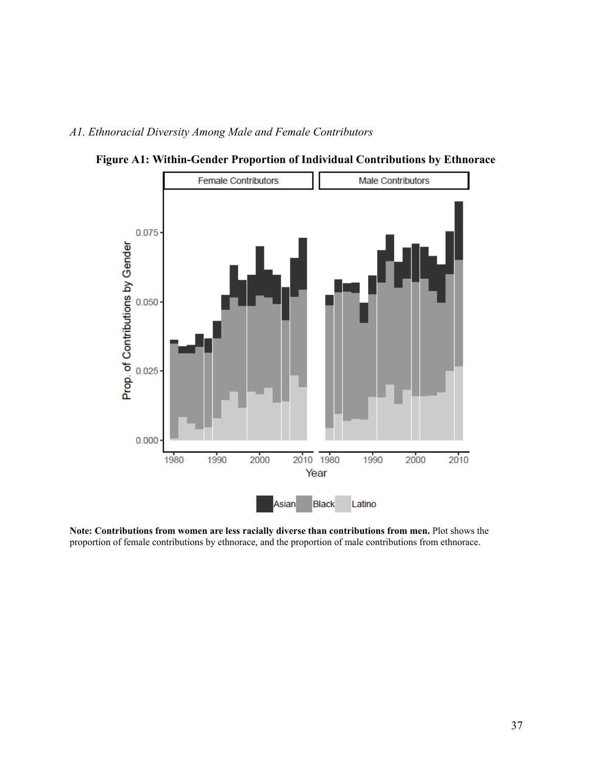*A1. Ethnoracial Diversity Among Male and Female Contributors*

**Figure A1: Within-Gender Proportion of Individual Contributions by Ethnorace**

**Note: Contributions from women are less racially diverse than contributions from men.** Plot shows the proportion of female contributions by ethnorace, and the proportion of male contributions from ethnorace.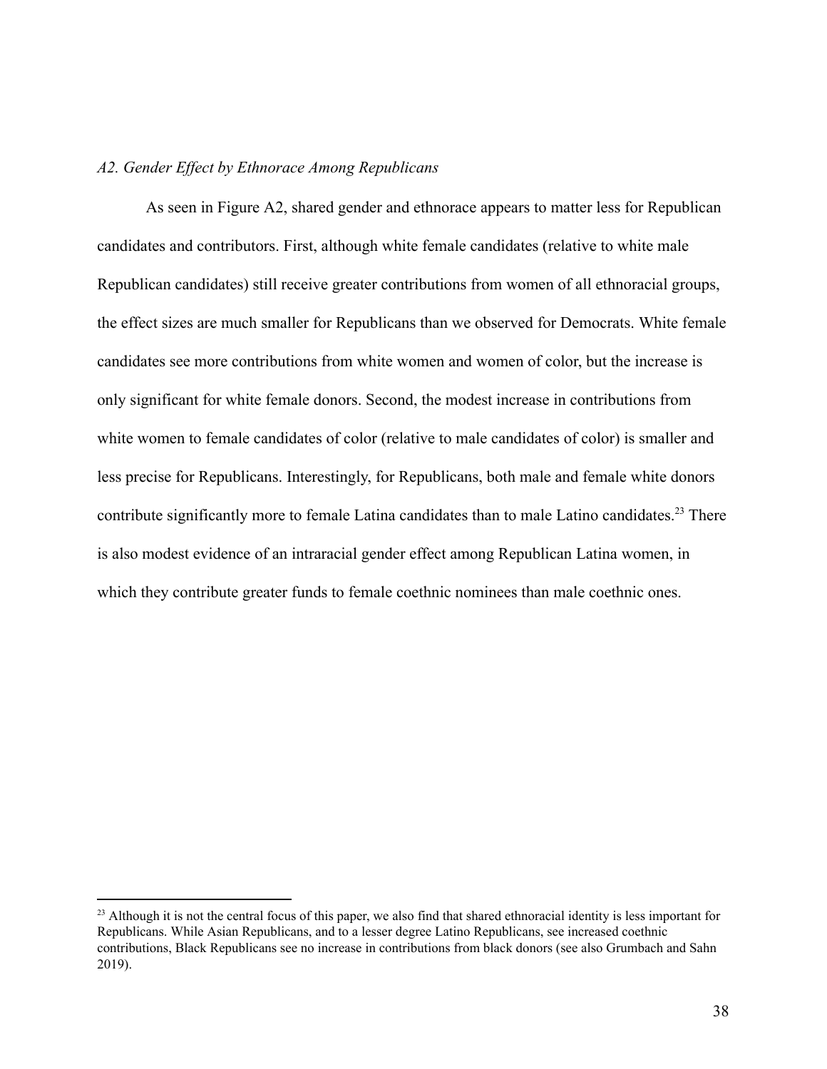### *A2. Gender Effect by Ethnorace Among Republicans*

As seen in Figure A2, shared gender and ethnorace appears to matter less for Republican candidates and contributors. First, although white female candidates (relative to white male Republican candidates) still receive greater contributions from women of all ethnoracial groups, the effect sizes are much smaller for Republicans than we observed for Democrats. White female candidates see more contributions from white women and women of color, but the increase is only significant for white female donors. Second, the modest increase in contributions from white women to female candidates of color (relative to male candidates of color) is smaller and less precise for Republicans. Interestingly, for Republicans, both male and female white donors contribute significantly more to female Latina candidates than to male Latino candidates.[23] There is also modest evidence of an intraracial gender effect among Republican Latina women, in which they contribute greater funds to female coethnic nominees than male coethnic ones.

[23] Although it is not the central focus of this paper, we also find that shared ethnoracial identity is less important for Republicans. While Asian Republicans, and to a lesser degree Latino Republicans, see increased coethnic contributions, Black Republicans see no increase in contributions from black donors (see also Grumbach and Sahn 2019).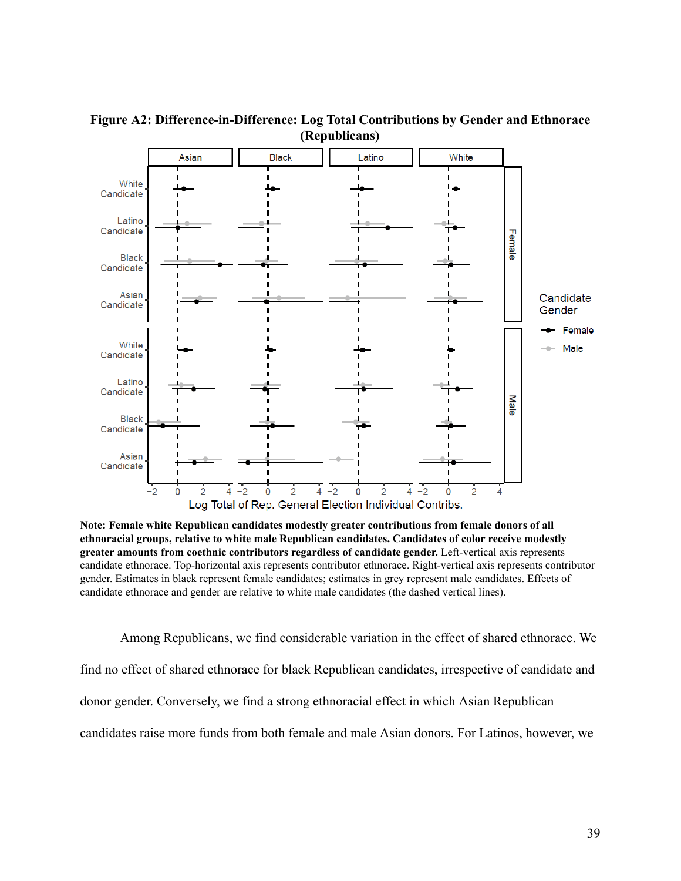**Figure A2: Difference-in-Difference: Log Total Contributions by Gender and Ethnorace (Republicans)**

**Note: Female white Republican candidates modestly greater contributions from female donors of all ethnoracial groups, relative to white male Republican candidates. Candidates of color receive modestly greater amounts from coethnic contributors regardless of candidate gender.** Left-vertical axis represents candidate ethnorace. Top-horizontal axis represents contributor ethnorace. Right-vertical axis represents contributor gender. Estimates in black represent female candidates; estimates in grey represent male candidates. Effects of candidate ethnorace and gender are relative to white male candidates (the dashed vertical lines).

Among Republicans, we find considerable variation in the effect of shared ethnorace. We find no effect of shared ethnorace for black Republican candidates, irrespective of candidate and donor gender. Conversely, we find a strong ethnoracial effect in which Asian Republican candidates raise more funds from both female and male Asian donors. For Latinos, however, we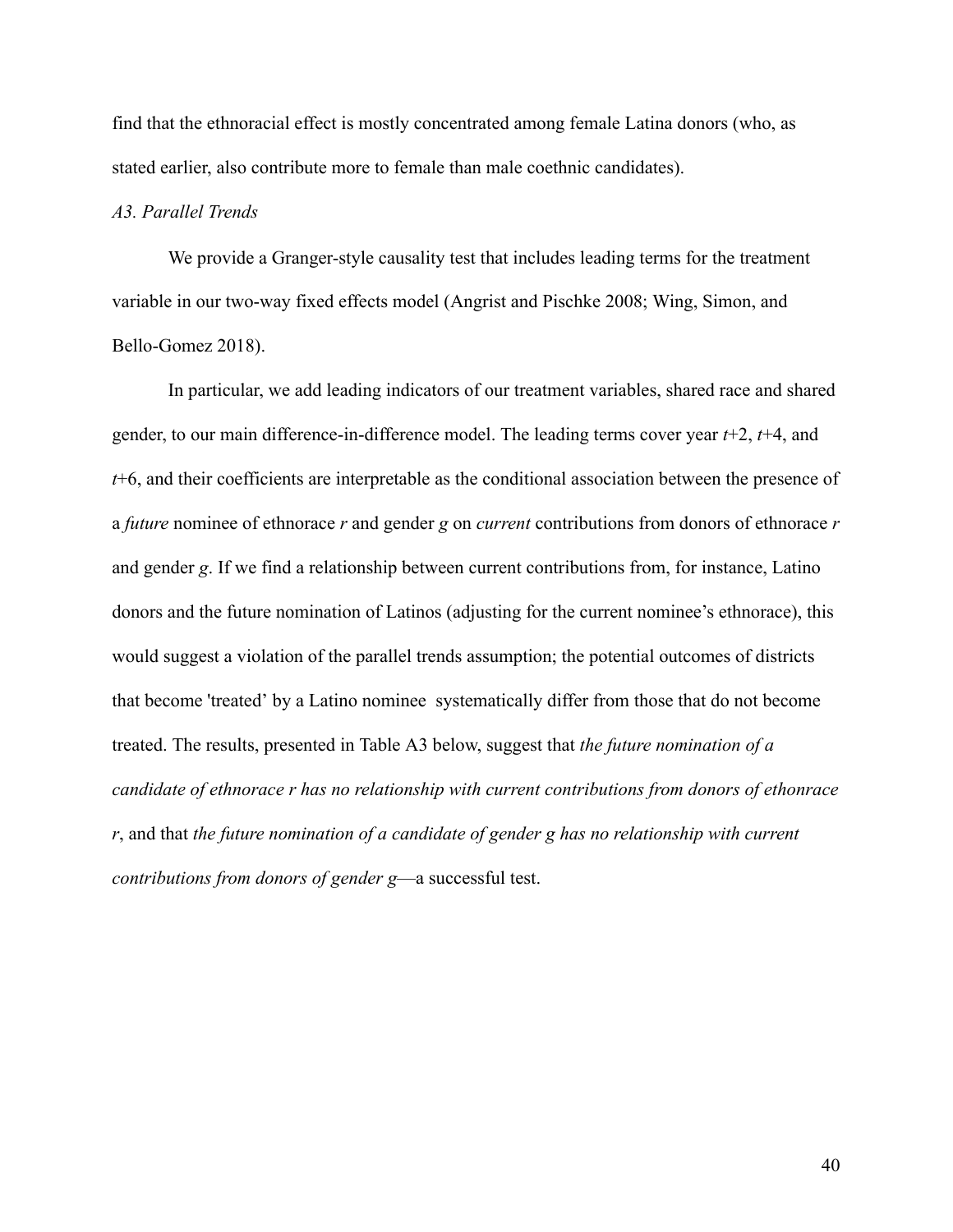find that the ethnoracial effect is mostly concentrated among female Latina donors (who, as stated earlier, also contribute more to female than male coethnic candidates).

*A3. Parallel Trends*

We provide a Granger-style causality test that includes leading terms for the treatment variable in our two-way fixed effects model (Angrist and Pischke 2008; Wing, Simon, and Bello-Gomez 2018).

In particular, we add leading indicators of our treatment variables, shared race and shared gender, to our main difference-in-difference model. The leading terms cover year $t$+2, $t$+4, and $t$+6, and their coefficients are interpretable as the conditional association between the presence of a *future* nominee of ethnorace $r$ and gender $g$ on *current* contributions from donors of ethnorace $r$ and gender $g$. If we find a relationship between current contributions from, for instance, Latino donors and the future nomination of Latinos (adjusting for the current nominee's ethnorace), this would suggest a violation of the parallel trends assumption; the potential outcomes of districts that become 'treated' by a Latino nominee systematically differ from those that do not become treated. The results, presented in Table A3 below, suggest that *the future nomination of a candidate of ethnorace r has no relationship with current contributions from donors of ethonrace r*, and that *the future nomination of a candidate of gender g has no relationship with current contributions from donors of gender g*—a successful test.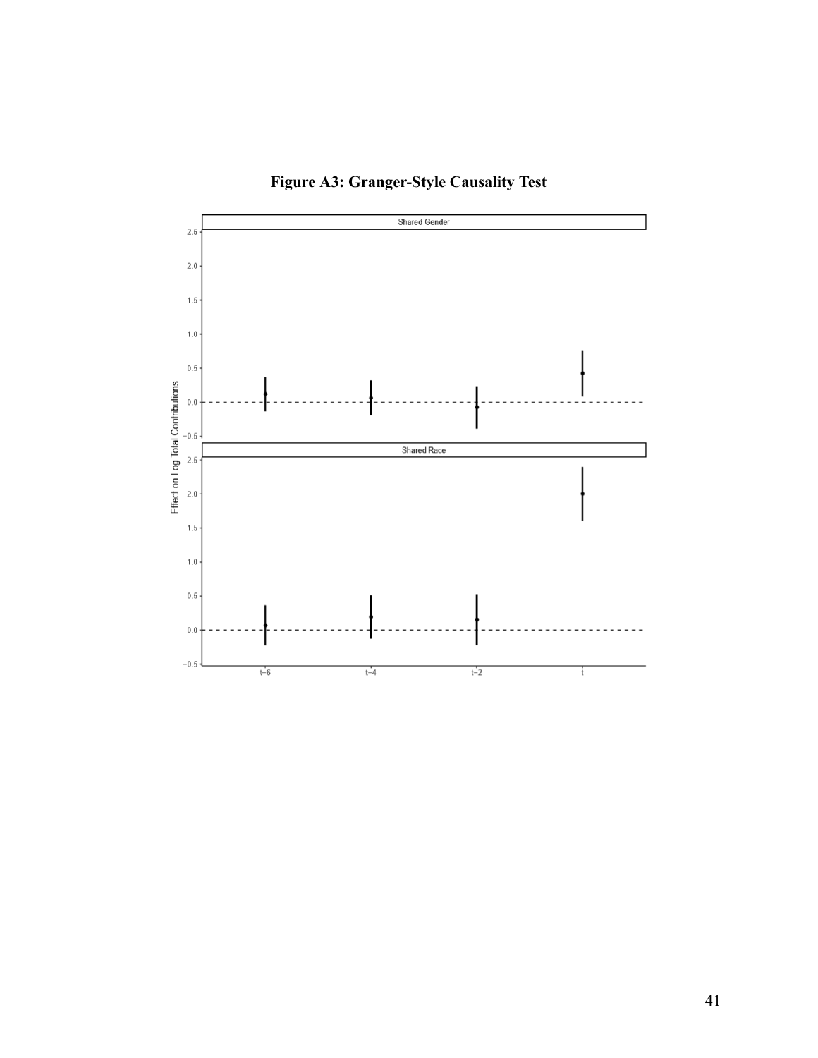**Figure A3: Granger-Style Causality Test**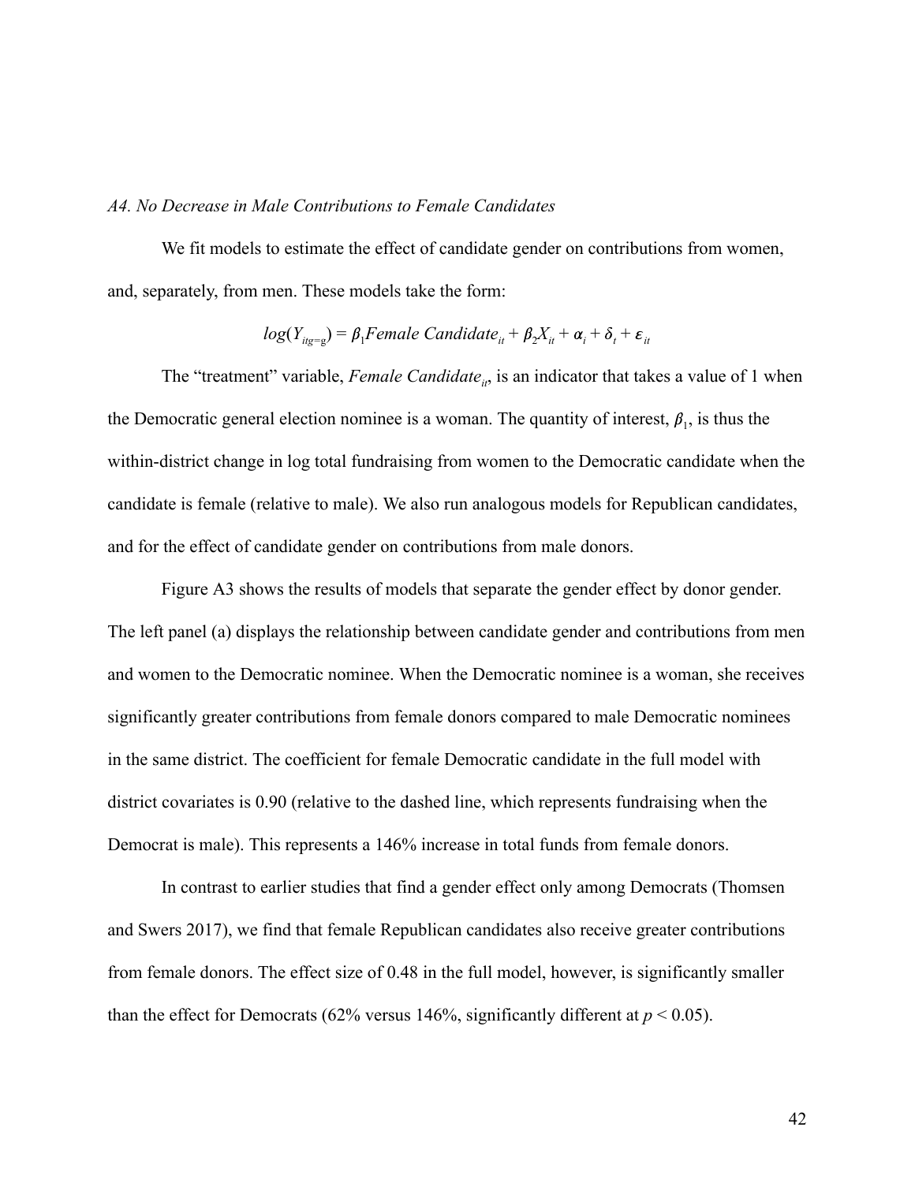*A4. No Decrease in Male Contributions to Female Candidates*

We fit models to estimate the effect of candidate gender on contributions from women, and, separately, from men. These models take the form:

$$log(Y_{itg=g}) = \beta_1 Female\ Candidate_{it} + \beta_2 X_{it} + \alpha_i + \delta_t + \varepsilon_{it}$$

The "treatment" variable, *Female Candidate*$_{it}$, is an indicator that takes a value of 1 when the Democratic general election nominee is a woman. The quantity of interest, $\beta_1$, is thus the within-district change in log total fundraising from women to the Democratic candidate when the candidate is female (relative to male). We also run analogous models for Republican candidates, and for the effect of candidate gender on contributions from male donors.

Figure A3 shows the results of models that separate the gender effect by donor gender. The left panel (a) displays the relationship between candidate gender and contributions from men and women to the Democratic nominee. When the Democratic nominee is a woman, she receives significantly greater contributions from female donors compared to male Democratic nominees in the same district. The coefficient for female Democratic candidate in the full model with district covariates is 0.90 (relative to the dashed line, which represents fundraising when the Democrat is male). This represents a 146% increase in total funds from female donors.

In contrast to earlier studies that find a gender effect only among Democrats (Thomsen and Swers 2017), we find that female Republican candidates also receive greater contributions from female donors. The effect size of 0.48 in the full model, however, is significantly smaller than the effect for Democrats (62% versus 146%, significantly different at $p < 0.05$).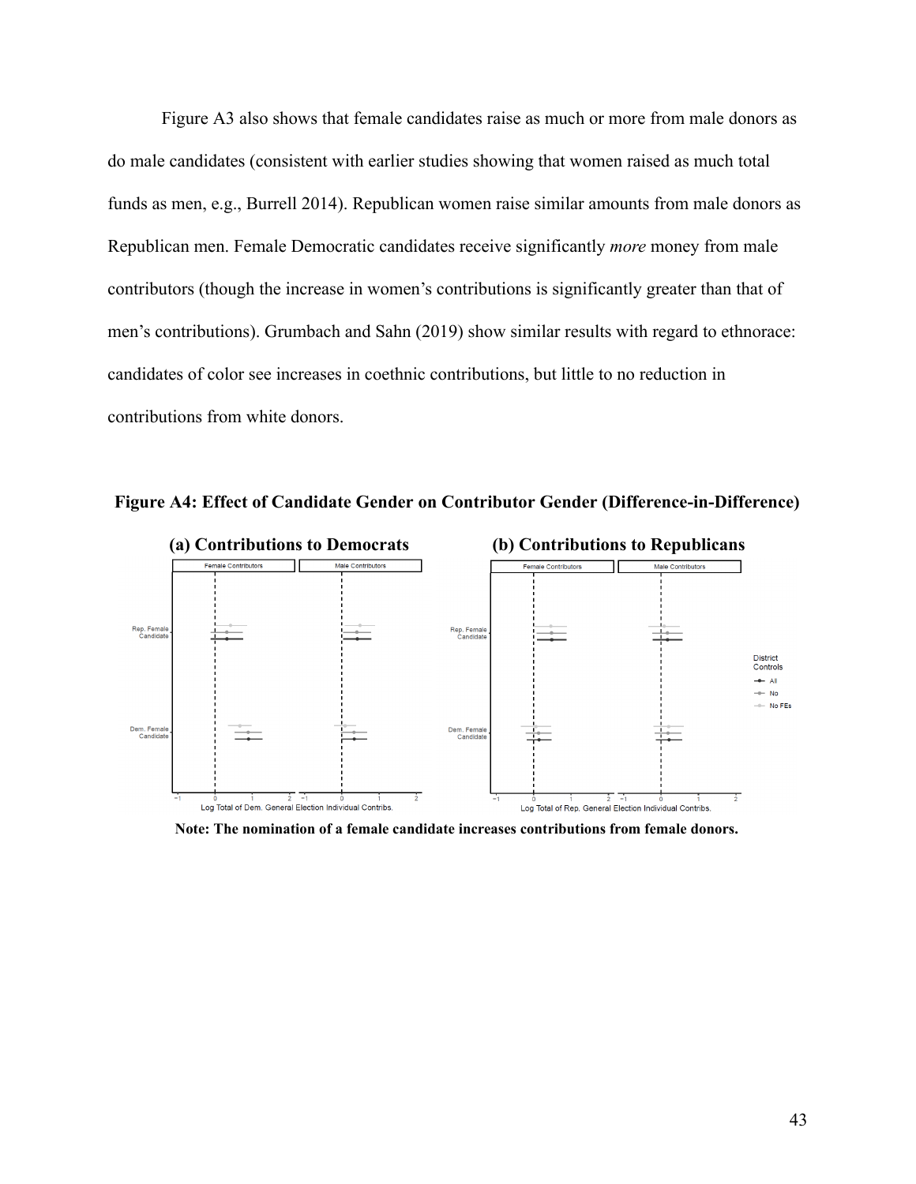Figure A3 also shows that female candidates raise as much or more from male donors as do male candidates (consistent with earlier studies showing that women raised as much total funds as men, e.g., Burrell 2014). Republican women raise similar amounts from male donors as Republican men. Female Democratic candidates receive significantly *more* money from male contributors (though the increase in women's contributions is significantly greater than that of men's contributions). Grumbach and Sahn (2019) show similar results with regard to ethnorace: candidates of color see increases in coethnic contributions, but little to no reduction in contributions from white donors.

**Figure A4: Effect of Candidate Gender on Contributor Gender (Difference-in-Difference)**

**(a) Contributions to Democrats** **(b) Contributions to Republicans**

**Note: The nomination of a female candidate increases contributions from female donors.**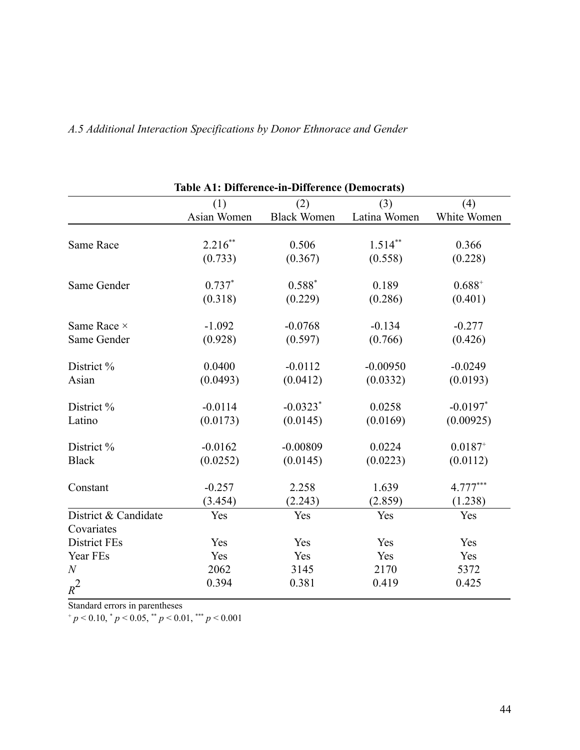*A.5 Additional Interaction Specifications by Donor Ethnorace and Gender*

**Table A1: Difference-in-Difference (Democrats)**

| | (1) | (2) | (3) | (4) |
|---|---|---|---|---|
| | Asian Women | Black Women | Latina Women | White Women |
| Same Race | 2.216** | 0.506 | 1.514** | 0.366 |
| | (0.733) | (0.367) | (0.558) | (0.228) |
| Same Gender | 0.737* | 0.588* | 0.189 | 0.688+ |
| | (0.318) | (0.229) | (0.286) | (0.401) |
| Same Race × Same Gender | -1.092 | -0.0768 | -0.134 | -0.277 |
| | (0.928) | (0.597) | (0.766) | (0.426) |
| District % Asian | 0.0400 | -0.0112 | -0.00950 | -0.0249 |
| | (0.0493) | (0.0412) | (0.0332) | (0.0193) |
| District % Latino | -0.0114 | -0.0323* | 0.0258 | -0.0197* |
| | (0.0173) | (0.0145) | (0.0169) | (0.00925) |
| District % Black | -0.0162 | -0.00809 | 0.0224 | 0.0187+ |
| | (0.0252) | (0.0145) | (0.0223) | (0.0112) |
| Constant | -0.257 | 2.258 | 1.639 | 4.777*** |
| | (3.454) | (2.243) | (2.859) | (1.238) |
| District & Candidate Covariates | Yes | Yes | Yes | Yes |
| District FEs | Yes | Yes | Yes | Yes |
| Year FEs | Yes | Yes | Yes | Yes |
| $N$ | 2062 | 3145 | 2170 | 5372 |
| $R^2$ | 0.394 | 0.381 | 0.419 | 0.425 |

Standard errors in parentheses

$^{+}$ $p < 0.10$, $^{*}$ $p < 0.05$, $^{**}$ $p < 0.01$, $^{***}$ $p < 0.001$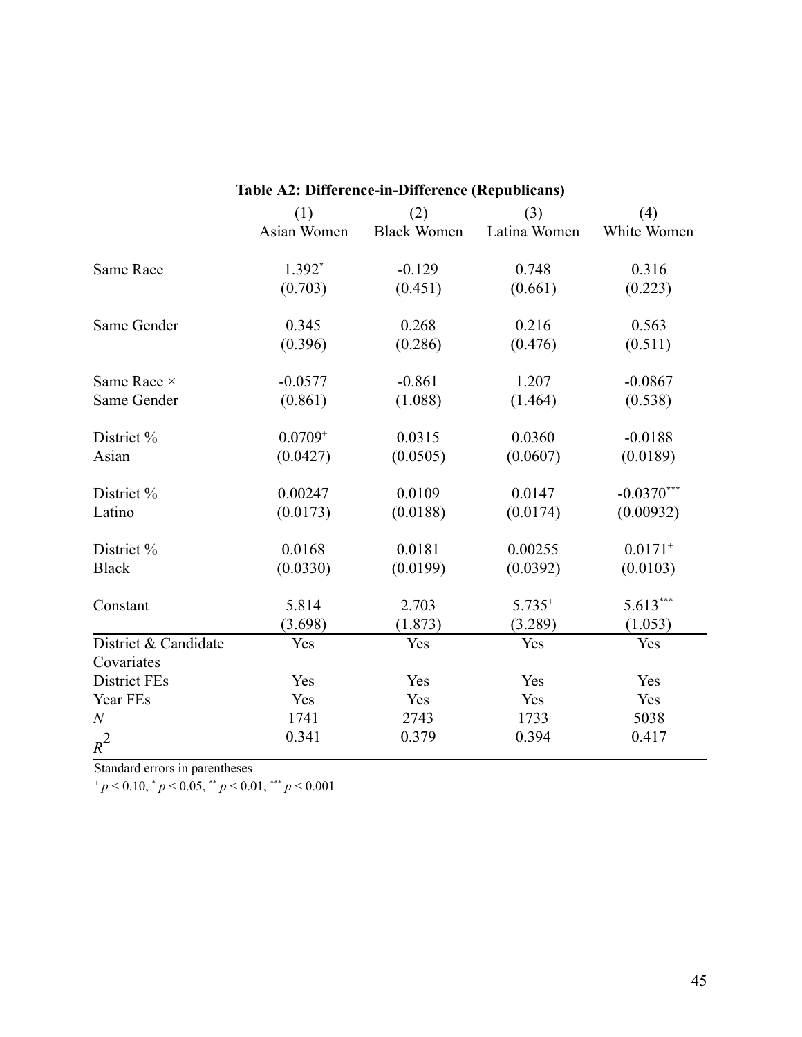**Table A2: Difference-in-Difference (Republicans)**

| | (1) Asian Women | (2) Black Women | (3) Latina Women | (4) White Women |
|---|---|---|---|---|
| Same Race | 1.392* | -0.129 | 0.748 | 0.316 |
| | (0.703) | (0.451) | (0.661) | (0.223) |
| Same Gender | 0.345 | 0.268 | 0.216 | 0.563 |
| | (0.396) | (0.286) | (0.476) | (0.511) |
| Same Race × Same Gender | -0.0577 | -0.861 | 1.207 | -0.0867 |
| | (0.861) | (1.088) | (1.464) | (0.538) |
| District % Asian | 0.0709+ | 0.0315 | 0.0360 | -0.0188 |
| | (0.0427) | (0.0505) | (0.0607) | (0.0189) |
| District % Latino | 0.00247 | 0.0109 | 0.0147 | -0.0370*** |
| | (0.0173) | (0.0188) | (0.0174) | (0.00932) |
| District % Black | 0.0168 | 0.0181 | 0.00255 | 0.0171+ |
| | (0.0330) | (0.0199) | (0.0392) | (0.0103) |
| Constant | 5.814 | 2.703 | 5.735+ | 5.613*** |
| | (3.698) | (1.873) | (3.289) | (1.053) |
| District & Candidate Covariates | Yes | Yes | Yes | Yes |
| District FEs | Yes | Yes | Yes | Yes |
| Year FEs | Yes | Yes | Yes | Yes |
| $N$ | 1741 | 2743 | 1733 | 5038 |
| $R^2$ | 0.341 | 0.379 | 0.394 | 0.417 |

Standard errors in parentheses

+ $p < 0.10$, * $p < 0.05$, ** $p < 0.01$, *** $p < 0.001$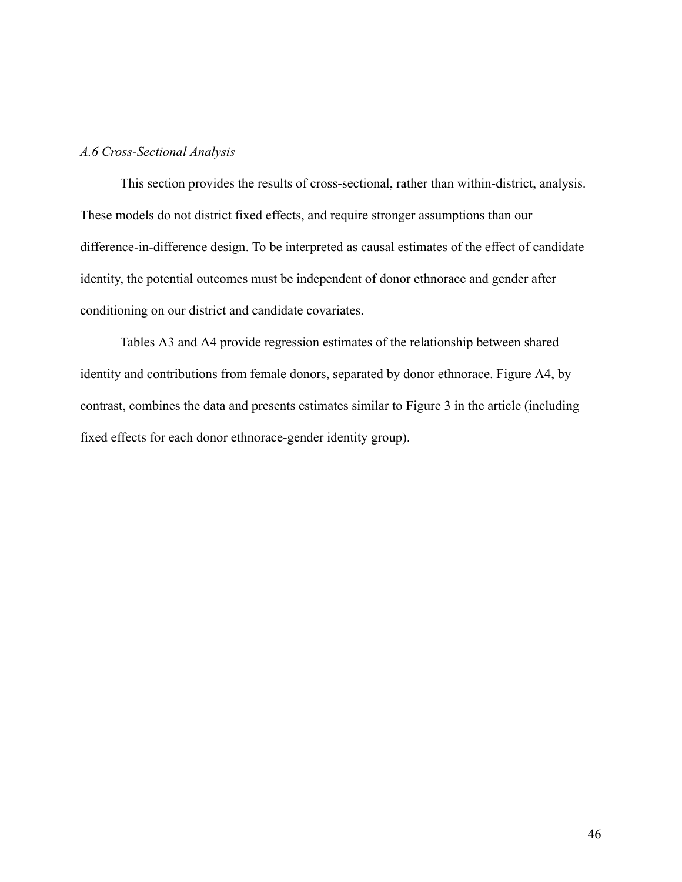*A.6 Cross-Sectional Analysis*

This section provides the results of cross-sectional, rather than within-district, analysis. These models do not district fixed effects, and require stronger assumptions than our difference-in-difference design. To be interpreted as causal estimates of the effect of candidate identity, the potential outcomes must be independent of donor ethnorace and gender after conditioning on our district and candidate covariates.

Tables A3 and A4 provide regression estimates of the relationship between shared identity and contributions from female donors, separated by donor ethnorace. Figure A4, by contrast, combines the data and presents estimates similar to Figure 3 in the article (including fixed effects for each donor ethnorace-gender identity group).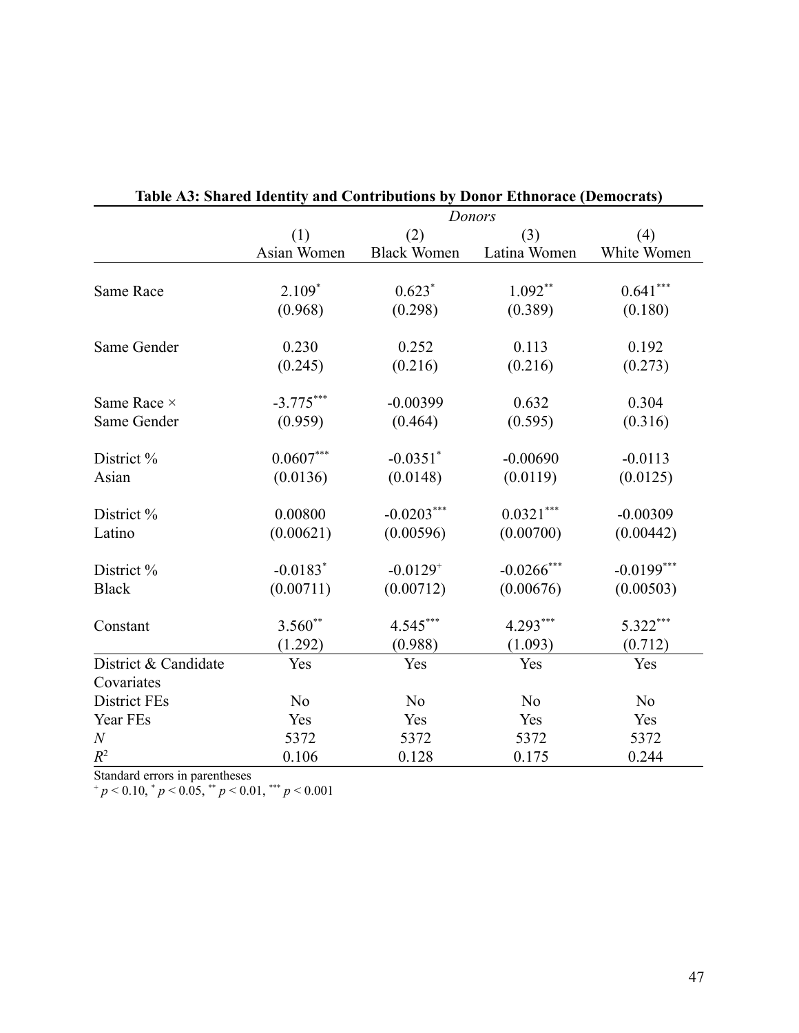**Table A3: Shared Identity and Contributions by Donor Ethnorace (Democrats)**

| | *Donors* | | | |
|---|---|---|---|---|
| | (1) | (2) | (3) | (4) |
| | Asian Women | Black Women | Latina Women | White Women |
| Same Race | 2.109* | 0.623* | 1.092** | 0.641*** |
| | (0.968) | (0.298) | (0.389) | (0.180) |
| Same Gender | 0.230 | 0.252 | 0.113 | 0.192 |
| | (0.245) | (0.216) | (0.216) | (0.273) |
| Same Race × Same Gender | -3.775*** | -0.00399 | 0.632 | 0.304 |
| | (0.959) | (0.464) | (0.595) | (0.316) |
| District % Asian | 0.0607*** | -0.0351* | -0.00690 | -0.0113 |
| | (0.0136) | (0.0148) | (0.0119) | (0.0125) |
| District % Latino | 0.00800 | -0.0203*** | 0.0321*** | -0.00309 |
| | (0.00621) | (0.00596) | (0.00700) | (0.00442) |
| District % Black | -0.0183* | -0.0129+ | -0.0266*** | -0.0199*** |
| | (0.00711) | (0.00712) | (0.00676) | (0.00503) |
| Constant | 3.560** | 4.545*** | 4.293*** | 5.322*** |
| | (1.292) | (0.988) | (1.093) | (0.712) |
| District & Candidate Covariates | Yes | Yes | Yes | Yes |
| District FEs | No | No | No | No |
| Year FEs | Yes | Yes | Yes | Yes |
| $N$ | 5372 | 5372 | 5372 | 5372 |
| $R^2$ | 0.106 | 0.128 | 0.175 | 0.244 |

Standard errors in parentheses

+ $p < 0.10$, * $p < 0.05$, ** $p < 0.01$, *** $p < 0.001$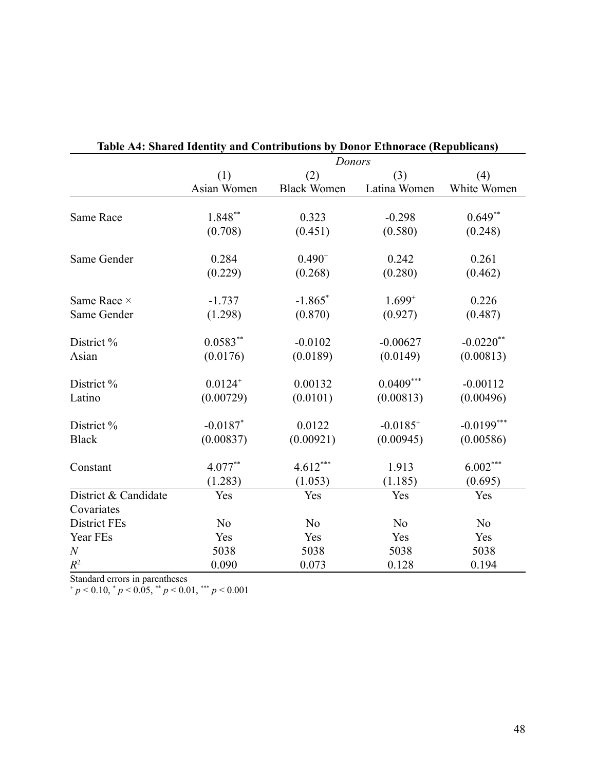**Table A4: Shared Identity and Contributions by Donor Ethnorace (Republicans)**

| | *Donors* | | | |
|---|---|---|---|---|
| | (1) | (2) | (3) | (4) |
| | Asian Women | Black Women | Latina Women | White Women |
| Same Race | $1.848^{**}$ | 0.323 | -0.298 | $0.649^{**}$ |
| | (0.708) | (0.451) | (0.580) | (0.248) |
| Same Gender | 0.284 | $0.490^{+}$ | 0.242 | 0.261 |
| | (0.229) | (0.268) | (0.280) | (0.462) |
| Same Race × Same Gender | -1.737 | $-1.865^{*}$ | $1.699^{+}$ | 0.226 |
| | (1.298) | (0.870) | (0.927) | (0.487) |
| District % Asian | $0.0583^{**}$ | -0.0102 | -0.00627 | $-0.0220^{**}$ |
| | (0.0176) | (0.0189) | (0.0149) | (0.00813) |
| District % Latino | $0.0124^{+}$ | 0.00132 | $0.0409^{***}$ | -0.00112 |
| | (0.00729) | (0.0101) | (0.00813) | (0.00496) |
| District % Black | $-0.0187^{*}$ | 0.0122 | $-0.0185^{+}$ | $-0.0199^{***}$ |
| | (0.00837) | (0.00921) | (0.00945) | (0.00586) |
| Constant | $4.077^{**}$ | $4.612^{***}$ | 1.913 | $6.002^{***}$ |
| | (1.283) | (1.053) | (1.185) | (0.695) |
| District & Candidate Covariates | Yes | Yes | Yes | Yes |
| District FEs | No | No | No | No |
| Year FEs | Yes | Yes | Yes | Yes |
| $N$ | 5038 | 5038 | 5038 | 5038 |
| $R^2$ | 0.090 | 0.073 | 0.128 | 0.194 |

Standard errors in parentheses
$^{+}$ $p < 0.10$, $^{*}$ $p < 0.05$, $^{**}$ $p < 0.01$, $^{***}$ $p < 0.001$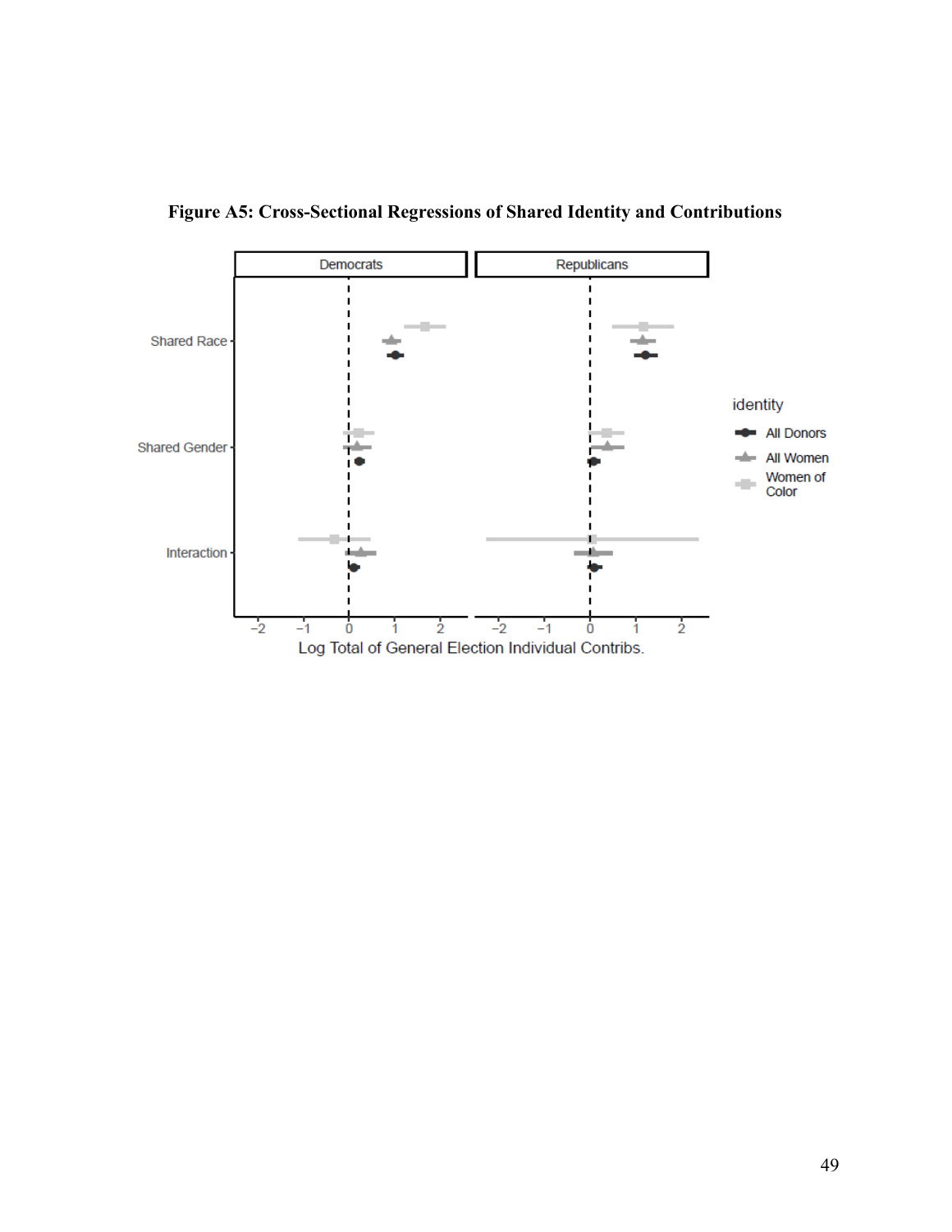**Figure A5: Cross-Sectional Regressions of Shared Identity and Contributions**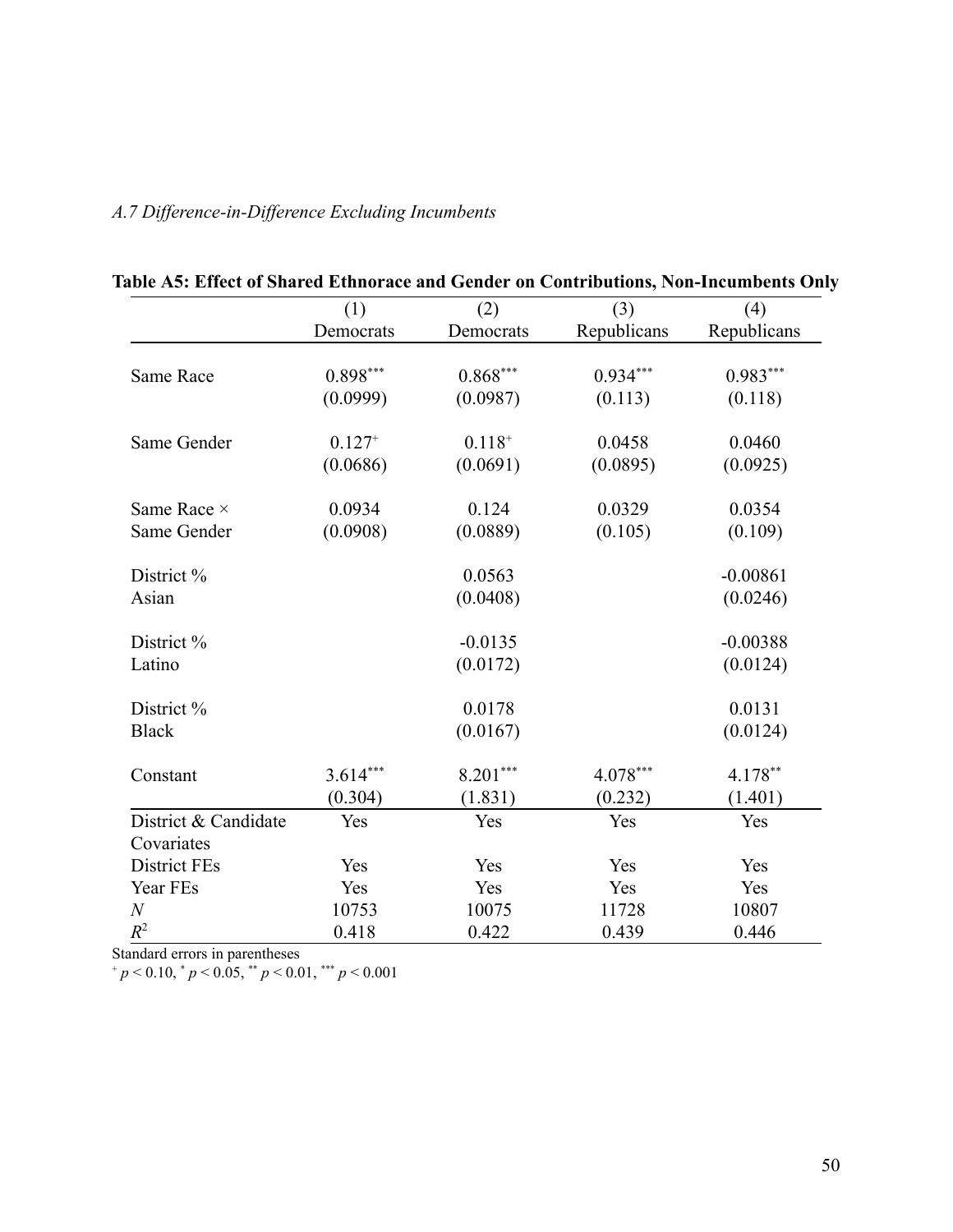*A.7 Difference-in-Difference Excluding Incumbents*

**Table A5: Effect of Shared Ethnorace and Gender on Contributions, Non-Incumbents Only**

| | (1) | (2) | (3) | (4) |
|---|---|---|---|---|
| | Democrats | Democrats | Republicans | Republicans |
| Same Race | $0.898^{***}$ | $0.868^{***}$ | $0.934^{***}$ | $0.983^{***}$ |
| | (0.0999) | (0.0987) | (0.113) | (0.118) |
| Same Gender | $0.127^{+}$ | $0.118^{+}$ | 0.0458 | 0.0460 |
| | (0.0686) | (0.0691) | (0.0895) | (0.0925) |
| Same Race × Same Gender | 0.0934 | 0.124 | 0.0329 | 0.0354 |
| | (0.0908) | (0.0889) | (0.105) | (0.109) |
| District % Asian | | 0.0563 | | -0.00861 |
| | | (0.0408) | | (0.0246) |
| District % Latino | | -0.0135 | | -0.00388 |
| | | (0.0172) | | (0.0124) |
| District % Black | | 0.0178 | | 0.0131 |
| | | (0.0167) | | (0.0124) |
| Constant | $3.614^{***}$ | $8.201^{***}$ | $4.078^{***}$ | $4.178^{**}$ |
| | (0.304) | (1.831) | (0.232) | (1.401) |
| District & Candidate Covariates | Yes | Yes | Yes | Yes |
| District FEs | Yes | Yes | Yes | Yes |
| Year FEs | Yes | Yes | Yes | Yes |
| $N$ | 10753 | 10075 | 11728 | 10807 |
| $R^2$ | 0.418 | 0.422 | 0.439 | 0.446 |

Standard errors in parentheses

$^{+}$ $p < 0.10$, $^{*}$ $p < 0.05$, $^{**}$ $p < 0.01$, $^{***}$ $p < 0.001$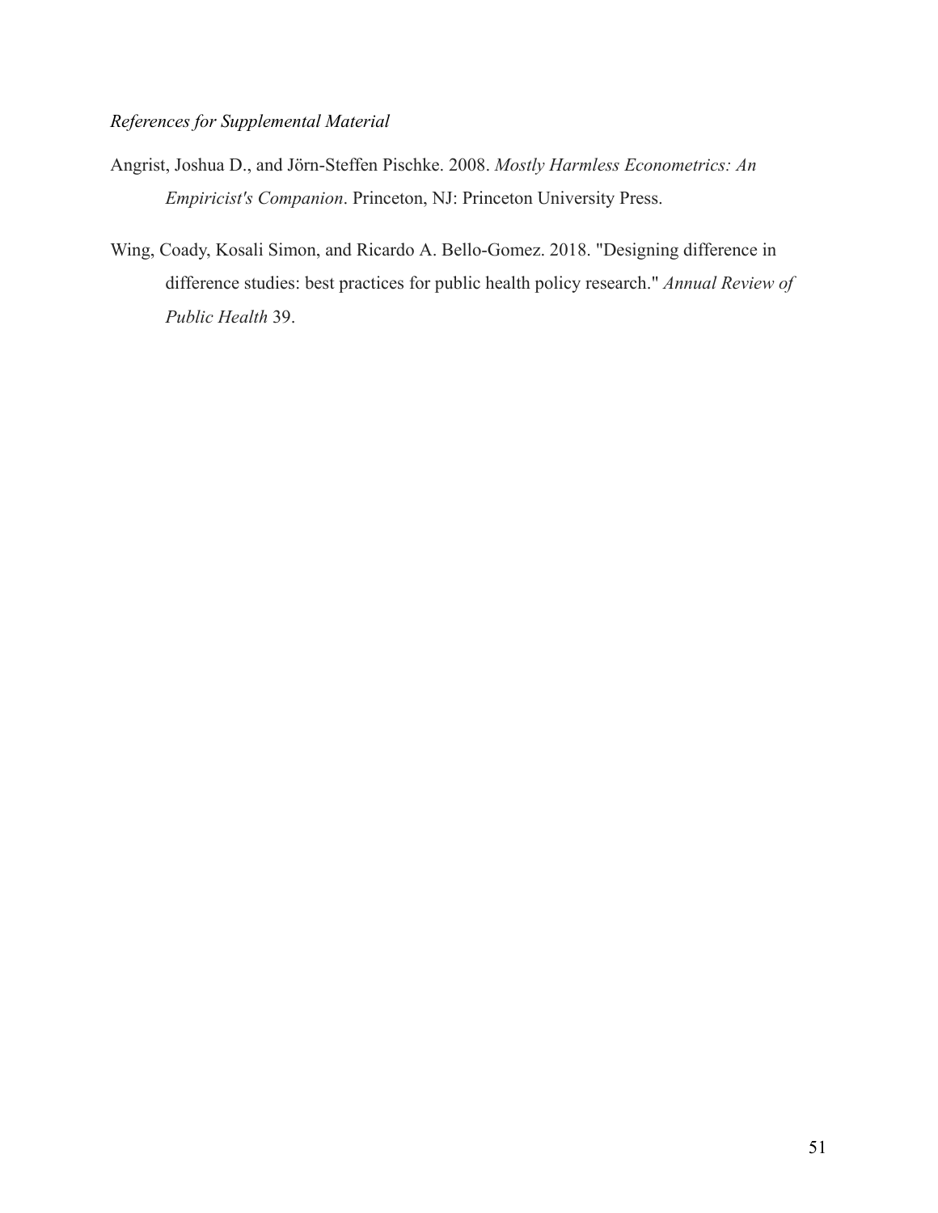*References for Supplemental Material*

Angrist, Joshua D., and Jörn-Steffen Pischke. 2008. *Mostly Harmless Econometrics: An Empiricist's Companion*. Princeton, NJ: Princeton University Press.

Wing, Coady, Kosali Simon, and Ricardo A. Bello-Gomez. 2018. "Designing difference in difference studies: best practices for public health policy research." *Annual Review of Public Health* 39.